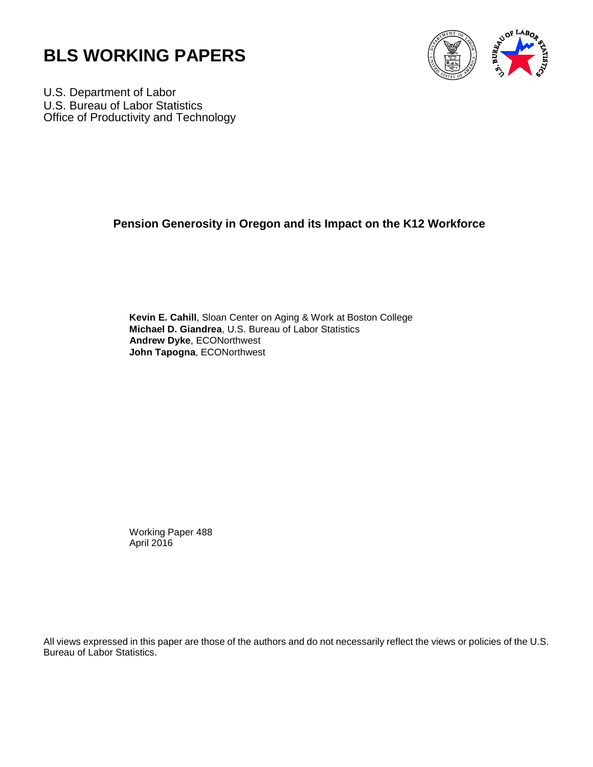# BLS WORKING PAPERS

U.S. Department of Labor
U.S. Bureau of Labor Statistics
Office of Productivity and Technology

## Pension Generosity in Oregon and its Impact on the K12 Workforce

**Kevin E. Cahill**, Sloan Center on Aging & Work at Boston College
**Michael D. Giandrea**, U.S. Bureau of Labor Statistics
**Andrew Dyke**, ECONorthwest
**John Tapogna**, ECONorthwest

Working Paper 488
April 2016

All views expressed in this paper are those of the authors and do not necessarily reflect the views or policies of the U.S. Bureau of Labor Statistics.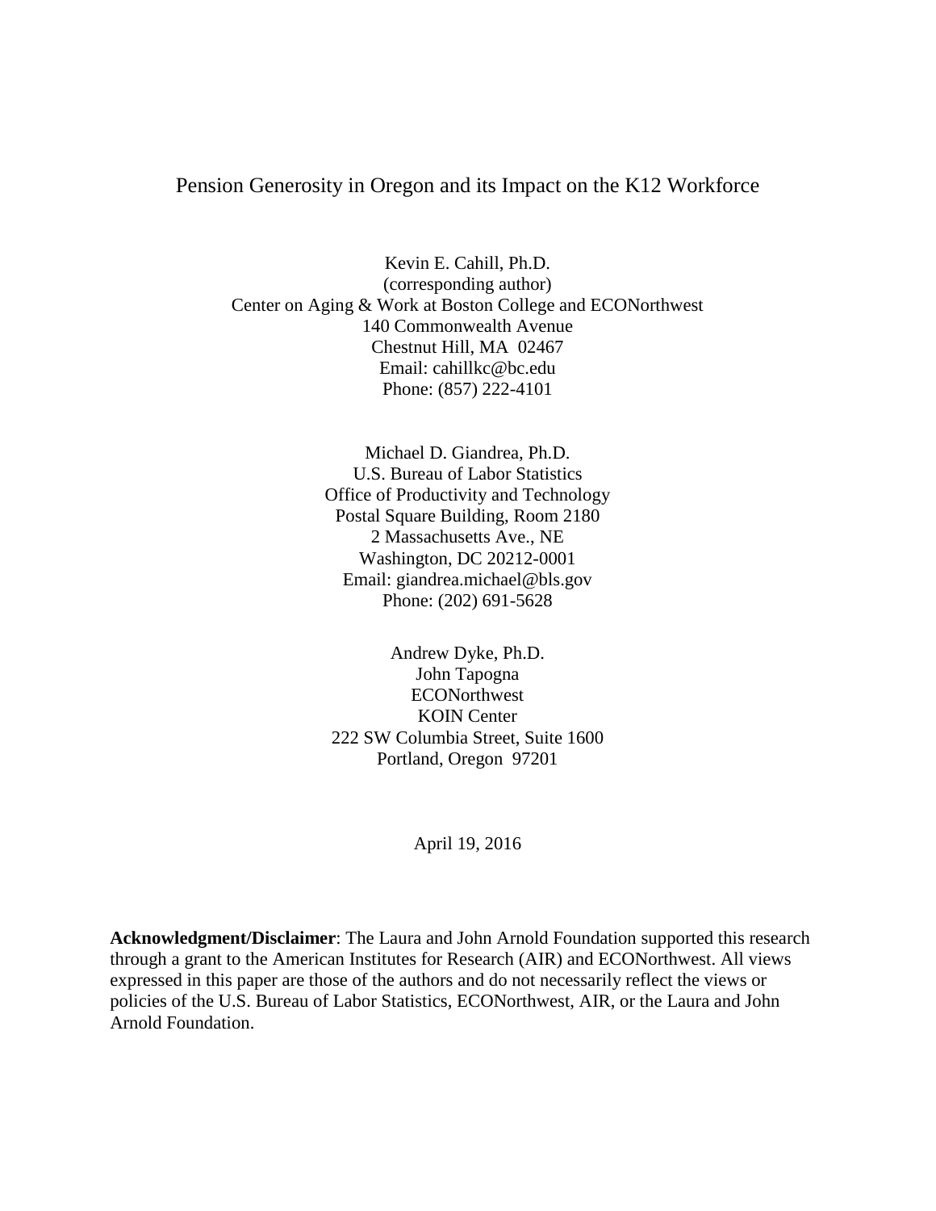# Pension Generosity in Oregon and its Impact on the K12 Workforce

Kevin E. Cahill, Ph.D.
(corresponding author)
Center on Aging & Work at Boston College and ECONorthwest
140 Commonwealth Avenue
Chestnut Hill, MA 02467
Email: cahillkc@bc.edu
Phone: (857) 222-4101

Michael D. Giandrea, Ph.D.
U.S. Bureau of Labor Statistics
Office of Productivity and Technology
Postal Square Building, Room 2180
2 Massachusetts Ave., NE
Washington, DC 20212-0001
Email: giandrea.michael@bls.gov
Phone: (202) 691-5628

Andrew Dyke, Ph.D.
John Tapogna
ECONorthwest
KOIN Center
222 SW Columbia Street, Suite 1600
Portland, Oregon 97201

April 19, 2016

**Acknowledgment/Disclaimer**: The Laura and John Arnold Foundation supported this research through a grant to the American Institutes for Research (AIR) and ECONorthwest. All views expressed in this paper are those of the authors and do not necessarily reflect the views or policies of the U.S. Bureau of Labor Statistics, ECONorthwest, AIR, or the Laura and John Arnold Foundation.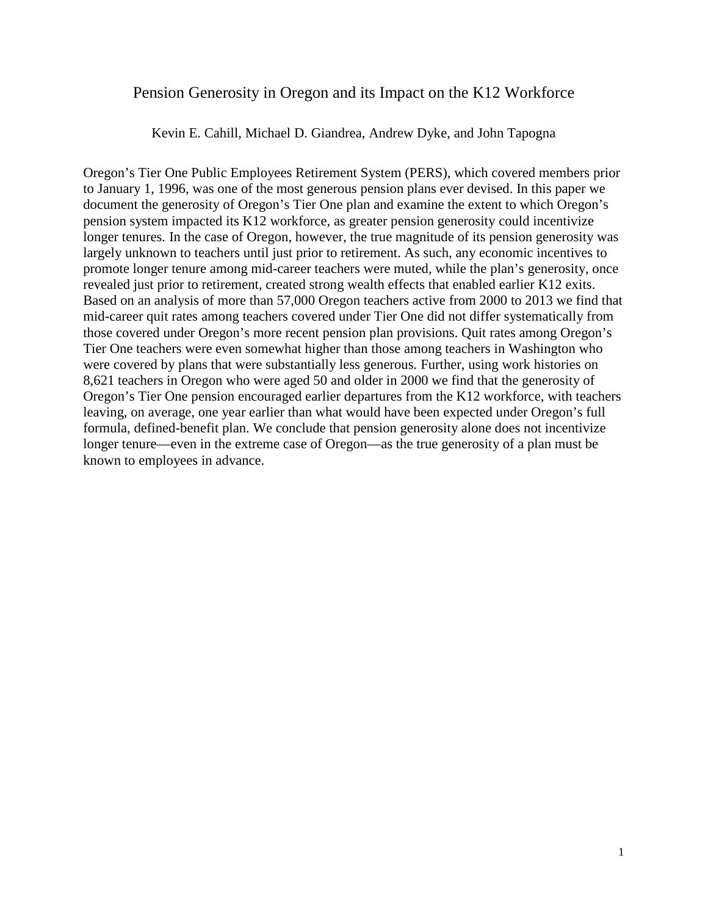# Pension Generosity in Oregon and its Impact on the K12 Workforce

Kevin E. Cahill, Michael D. Giandrea, Andrew Dyke, and John Tapogna

Oregon's Tier One Public Employees Retirement System (PERS), which covered members prior to January 1, 1996, was one of the most generous pension plans ever devised. In this paper we document the generosity of Oregon's Tier One plan and examine the extent to which Oregon's pension system impacted its K12 workforce, as greater pension generosity could incentivize longer tenures. In the case of Oregon, however, the true magnitude of its pension generosity was largely unknown to teachers until just prior to retirement. As such, any economic incentives to promote longer tenure among mid-career teachers were muted, while the plan's generosity, once revealed just prior to retirement, created strong wealth effects that enabled earlier K12 exits. Based on an analysis of more than 57,000 Oregon teachers active from 2000 to 2013 we find that mid-career quit rates among teachers covered under Tier One did not differ systematically from those covered under Oregon's more recent pension plan provisions. Quit rates among Oregon's Tier One teachers were even somewhat higher than those among teachers in Washington who were covered by plans that were substantially less generous. Further, using work histories on 8,621 teachers in Oregon who were aged 50 and older in 2000 we find that the generosity of Oregon's Tier One pension encouraged earlier departures from the K12 workforce, with teachers leaving, on average, one year earlier than what would have been expected under Oregon's full formula, defined-benefit plan. We conclude that pension generosity alone does not incentivize longer tenure—even in the extreme case of Oregon—as the true generosity of a plan must be known to employees in advance.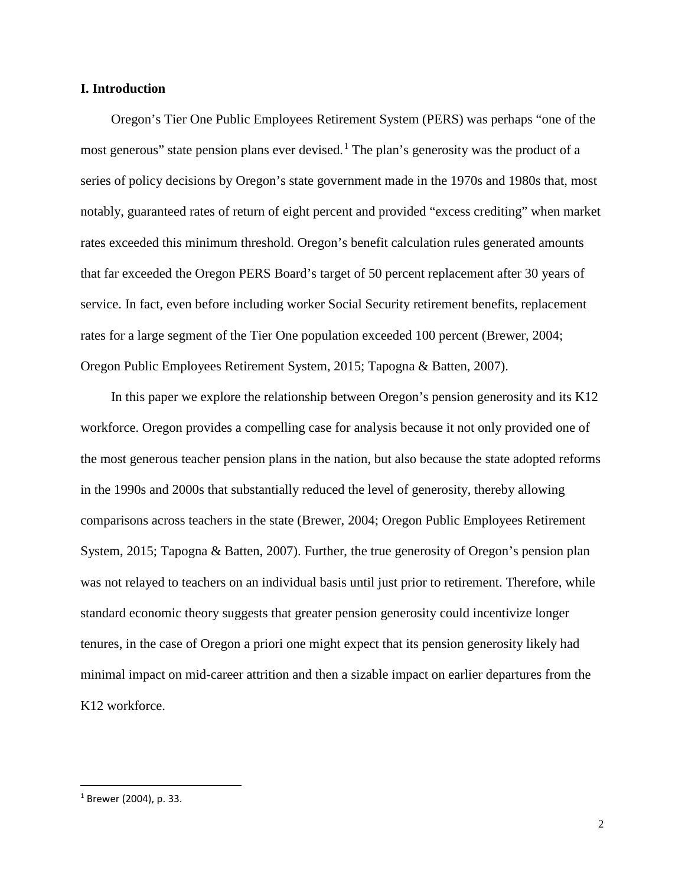## I. Introduction

Oregon's Tier One Public Employees Retirement System (PERS) was perhaps "one of the most generous" state pension plans ever devised.[1] The plan's generosity was the product of a series of policy decisions by Oregon's state government made in the 1970s and 1980s that, most notably, guaranteed rates of return of eight percent and provided "excess crediting" when market rates exceeded this minimum threshold. Oregon's benefit calculation rules generated amounts that far exceeded the Oregon PERS Board's target of 50 percent replacement after 30 years of service. In fact, even before including worker Social Security retirement benefits, replacement rates for a large segment of the Tier One population exceeded 100 percent (Brewer, 2004; Oregon Public Employees Retirement System, 2015; Tapogna & Batten, 2007).

In this paper we explore the relationship between Oregon's pension generosity and its K12 workforce. Oregon provides a compelling case for analysis because it not only provided one of the most generous teacher pension plans in the nation, but also because the state adopted reforms in the 1990s and 2000s that substantially reduced the level of generosity, thereby allowing comparisons across teachers in the state (Brewer, 2004; Oregon Public Employees Retirement System, 2015; Tapogna & Batten, 2007). Further, the true generosity of Oregon's pension plan was not relayed to teachers on an individual basis until just prior to retirement. Therefore, while standard economic theory suggests that greater pension generosity could incentivize longer tenures, in the case of Oregon a priori one might expect that its pension generosity likely had minimal impact on mid-career attrition and then a sizable impact on earlier departures from the K12 workforce.

[1] Brewer (2004), p. 33.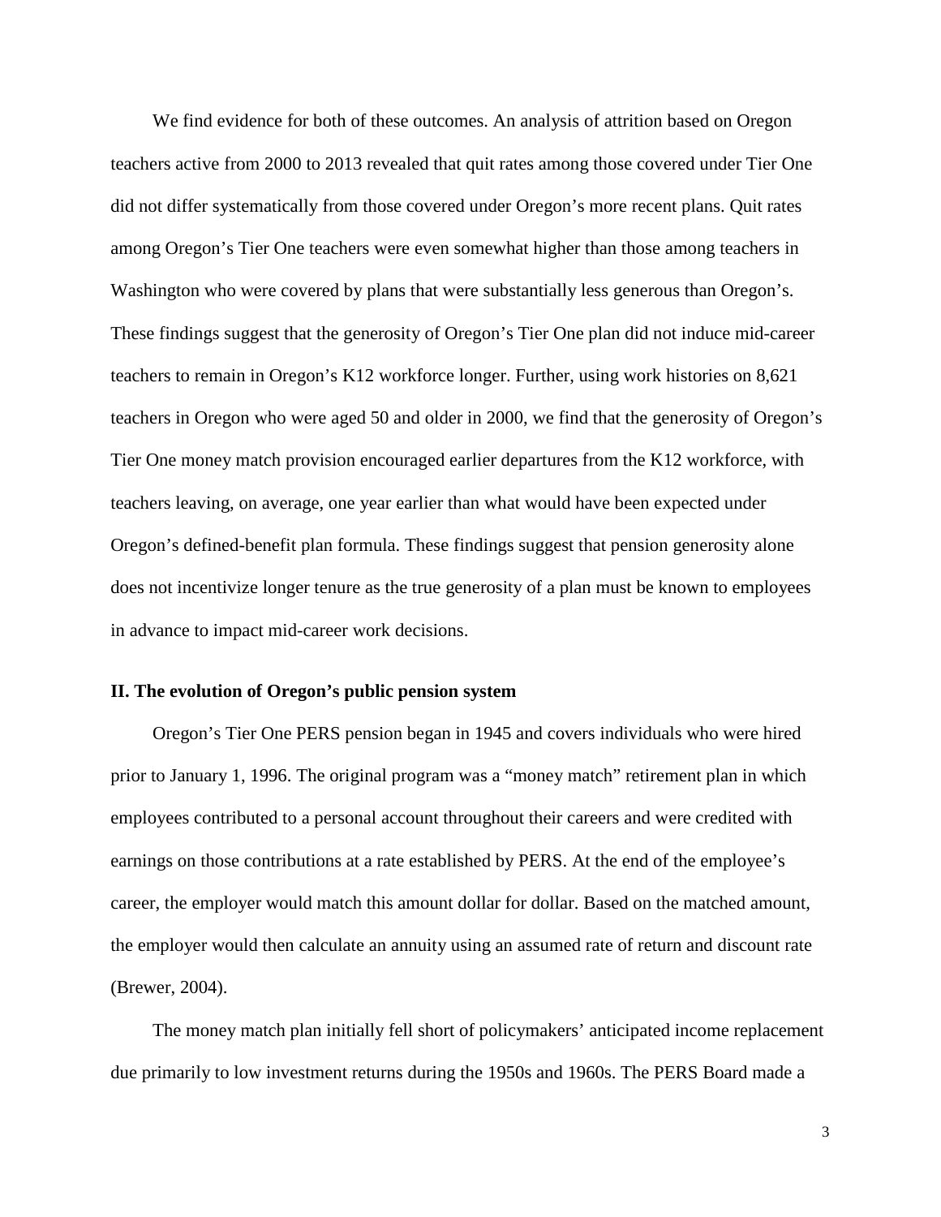We find evidence for both of these outcomes. An analysis of attrition based on Oregon teachers active from 2000 to 2013 revealed that quit rates among those covered under Tier One did not differ systematically from those covered under Oregon's more recent plans. Quit rates among Oregon's Tier One teachers were even somewhat higher than those among teachers in Washington who were covered by plans that were substantially less generous than Oregon's. These findings suggest that the generosity of Oregon's Tier One plan did not induce mid-career teachers to remain in Oregon's K12 workforce longer. Further, using work histories on 8,621 teachers in Oregon who were aged 50 and older in 2000, we find that the generosity of Oregon's Tier One money match provision encouraged earlier departures from the K12 workforce, with teachers leaving, on average, one year earlier than what would have been expected under Oregon's defined-benefit plan formula. These findings suggest that pension generosity alone does not incentivize longer tenure as the true generosity of a plan must be known to employees in advance to impact mid-career work decisions.

## II. The evolution of Oregon's public pension system

Oregon's Tier One PERS pension began in 1945 and covers individuals who were hired prior to January 1, 1996. The original program was a "money match" retirement plan in which employees contributed to a personal account throughout their careers and were credited with earnings on those contributions at a rate established by PERS. At the end of the employee's career, the employer would match this amount dollar for dollar. Based on the matched amount, the employer would then calculate an annuity using an assumed rate of return and discount rate (Brewer, 2004).

The money match plan initially fell short of policymakers' anticipated income replacement due primarily to low investment returns during the 1950s and 1960s. The PERS Board made a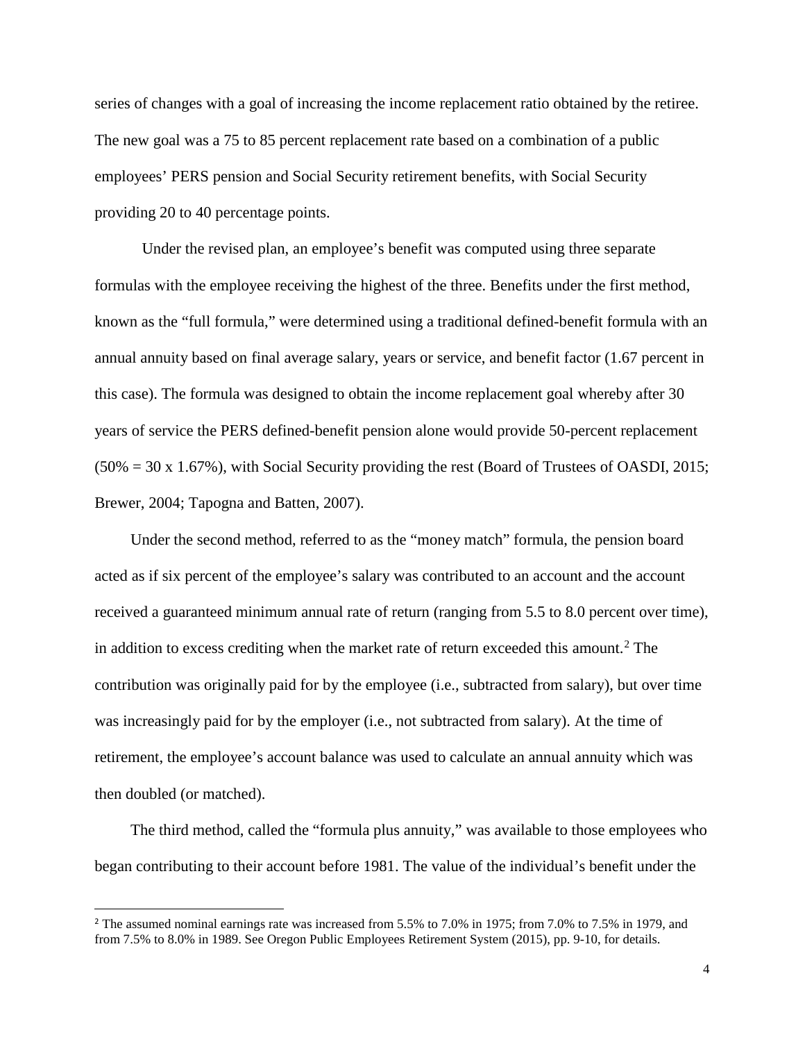series of changes with a goal of increasing the income replacement ratio obtained by the retiree. The new goal was a 75 to 85 percent replacement rate based on a combination of a public employees' PERS pension and Social Security retirement benefits, with Social Security providing 20 to 40 percentage points.

Under the revised plan, an employee's benefit was computed using three separate formulas with the employee receiving the highest of the three. Benefits under the first method, known as the "full formula," were determined using a traditional defined-benefit formula with an annual annuity based on final average salary, years or service, and benefit factor (1.67 percent in this case). The formula was designed to obtain the income replacement goal whereby after 30 years of service the PERS defined-benefit pension alone would provide 50-percent replacement (50% = 30 x 1.67%), with Social Security providing the rest (Board of Trustees of OASDI, 2015; Brewer, 2004; Tapogna and Batten, 2007).

Under the second method, referred to as the "money match" formula, the pension board acted as if six percent of the employee's salary was contributed to an account and the account received a guaranteed minimum annual rate of return (ranging from 5.5 to 8.0 percent over time), in addition to excess crediting when the market rate of return exceeded this amount.[2] The contribution was originally paid for by the employee (i.e., subtracted from salary), but over time was increasingly paid for by the employer (i.e., not subtracted from salary). At the time of retirement, the employee's account balance was used to calculate an annual annuity which was then doubled (or matched).

The third method, called the "formula plus annuity," was available to those employees who began contributing to their account before 1981. The value of the individual's benefit under the

[2] The assumed nominal earnings rate was increased from 5.5% to 7.0% in 1975; from 7.0% to 7.5% in 1979, and from 7.5% to 8.0% in 1989. See Oregon Public Employees Retirement System (2015), pp. 9-10, for details.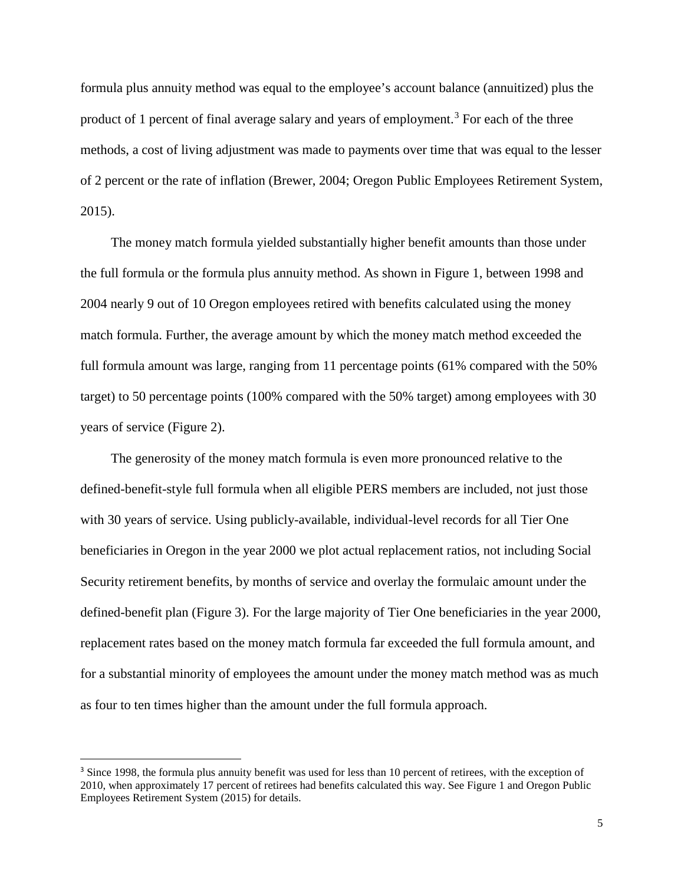formula plus annuity method was equal to the employee's account balance (annuitized) plus the product of 1 percent of final average salary and years of employment.[3] For each of the three methods, a cost of living adjustment was made to payments over time that was equal to the lesser of 2 percent or the rate of inflation (Brewer, 2004; Oregon Public Employees Retirement System, 2015).

The money match formula yielded substantially higher benefit amounts than those under the full formula or the formula plus annuity method. As shown in Figure 1, between 1998 and 2004 nearly 9 out of 10 Oregon employees retired with benefits calculated using the money match formula. Further, the average amount by which the money match method exceeded the full formula amount was large, ranging from 11 percentage points (61% compared with the 50% target) to 50 percentage points (100% compared with the 50% target) among employees with 30 years of service (Figure 2).

The generosity of the money match formula is even more pronounced relative to the defined-benefit-style full formula when all eligible PERS members are included, not just those with 30 years of service. Using publicly-available, individual-level records for all Tier One beneficiaries in Oregon in the year 2000 we plot actual replacement ratios, not including Social Security retirement benefits, by months of service and overlay the formulaic amount under the defined-benefit plan (Figure 3). For the large majority of Tier One beneficiaries in the year 2000, replacement rates based on the money match formula far exceeded the full formula amount, and for a substantial minority of employees the amount under the money match method was as much as four to ten times higher than the amount under the full formula approach.

[3] Since 1998, the formula plus annuity benefit was used for less than 10 percent of retirees, with the exception of 2010, when approximately 17 percent of retirees had benefits calculated this way. See Figure 1 and Oregon Public Employees Retirement System (2015) for details.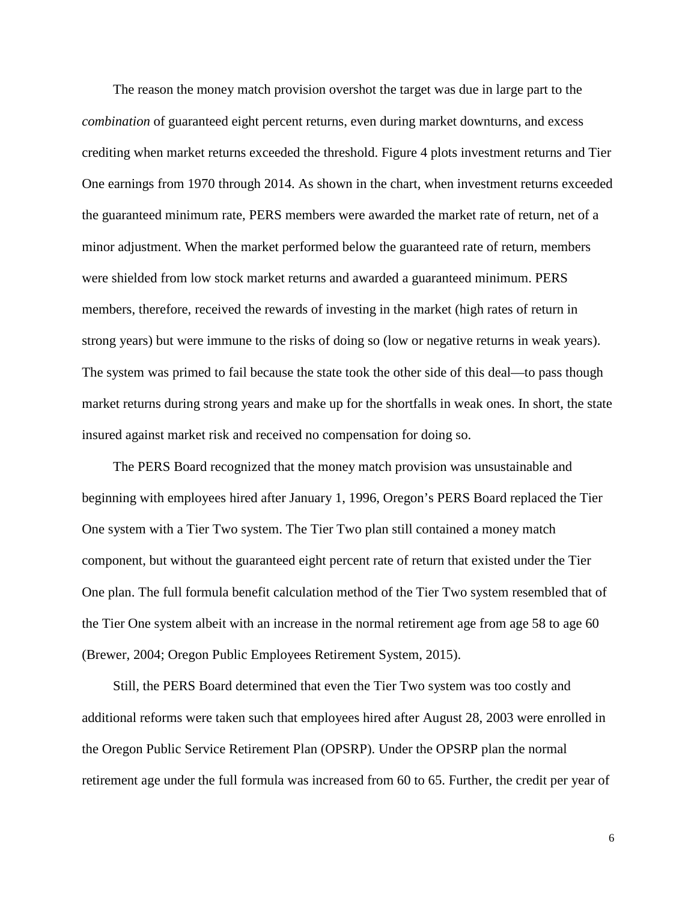The reason the money match provision overshot the target was due in large part to the *combination* of guaranteed eight percent returns, even during market downturns, and excess crediting when market returns exceeded the threshold. Figure 4 plots investment returns and Tier One earnings from 1970 through 2014. As shown in the chart, when investment returns exceeded the guaranteed minimum rate, PERS members were awarded the market rate of return, net of a minor adjustment. When the market performed below the guaranteed rate of return, members were shielded from low stock market returns and awarded a guaranteed minimum. PERS members, therefore, received the rewards of investing in the market (high rates of return in strong years) but were immune to the risks of doing so (low or negative returns in weak years). The system was primed to fail because the state took the other side of this deal—to pass though market returns during strong years and make up for the shortfalls in weak ones. In short, the state insured against market risk and received no compensation for doing so.

The PERS Board recognized that the money match provision was unsustainable and beginning with employees hired after January 1, 1996, Oregon's PERS Board replaced the Tier One system with a Tier Two system. The Tier Two plan still contained a money match component, but without the guaranteed eight percent rate of return that existed under the Tier One plan. The full formula benefit calculation method of the Tier Two system resembled that of the Tier One system albeit with an increase in the normal retirement age from age 58 to age 60 (Brewer, 2004; Oregon Public Employees Retirement System, 2015).

Still, the PERS Board determined that even the Tier Two system was too costly and additional reforms were taken such that employees hired after August 28, 2003 were enrolled in the Oregon Public Service Retirement Plan (OPSRP). Under the OPSRP plan the normal retirement age under the full formula was increased from 60 to 65. Further, the credit per year of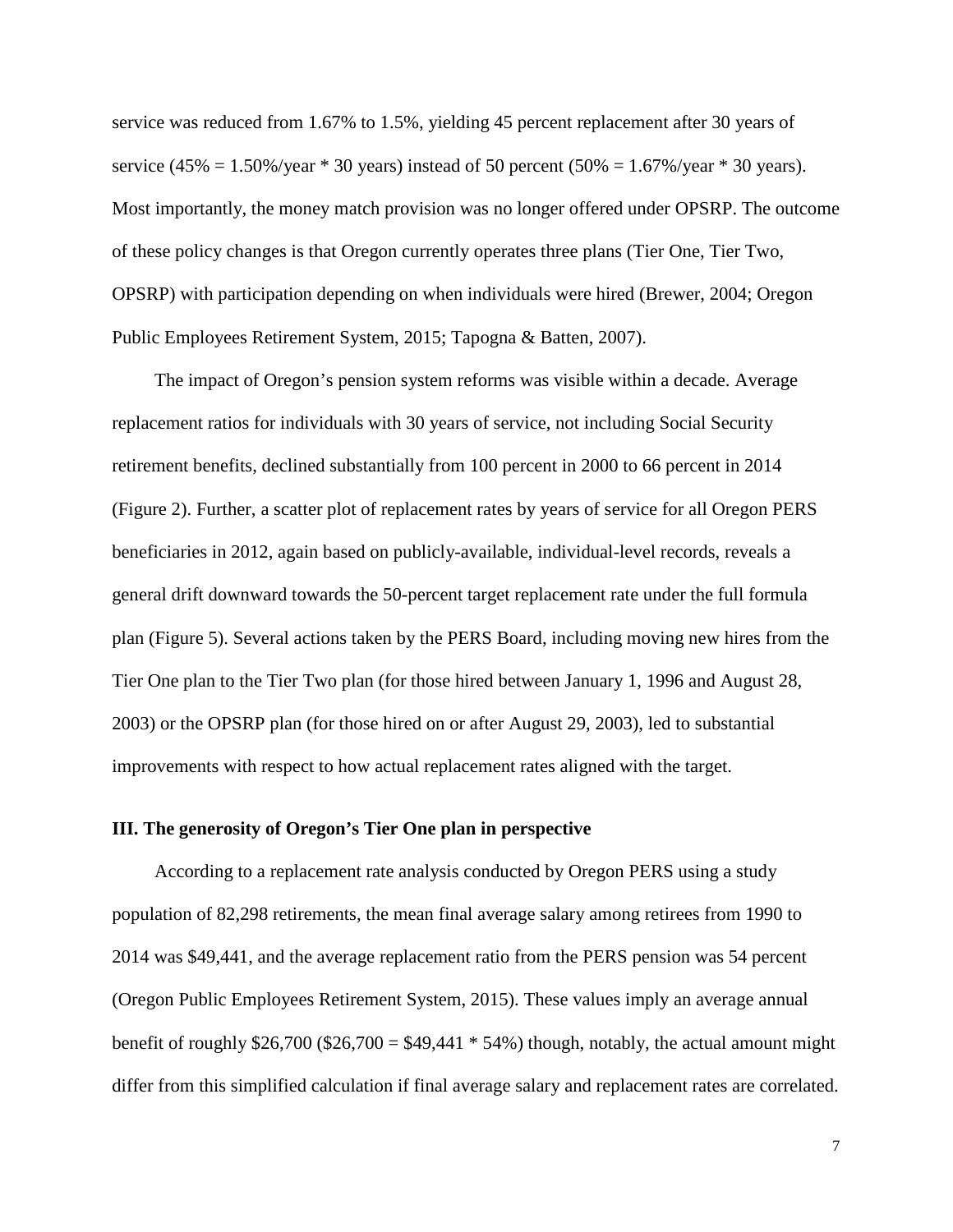service was reduced from 1.67% to 1.5%, yielding 45 percent replacement after 30 years of service (45% = 1.50%/year * 30 years) instead of 50 percent (50% = 1.67%/year * 30 years). Most importantly, the money match provision was no longer offered under OPSRP. The outcome of these policy changes is that Oregon currently operates three plans (Tier One, Tier Two, OPSRP) with participation depending on when individuals were hired (Brewer, 2004; Oregon Public Employees Retirement System, 2015; Tapogna & Batten, 2007).

The impact of Oregon's pension system reforms was visible within a decade. Average replacement ratios for individuals with 30 years of service, not including Social Security retirement benefits, declined substantially from 100 percent in 2000 to 66 percent in 2014 (Figure 2). Further, a scatter plot of replacement rates by years of service for all Oregon PERS beneficiaries in 2012, again based on publicly-available, individual-level records, reveals a general drift downward towards the 50-percent target replacement rate under the full formula plan (Figure 5). Several actions taken by the PERS Board, including moving new hires from the Tier One plan to the Tier Two plan (for those hired between January 1, 1996 and August 28, 2003) or the OPSRP plan (for those hired on or after August 29, 2003), led to substantial improvements with respect to how actual replacement rates aligned with the target.

## III. The generosity of Oregon's Tier One plan in perspective

According to a replacement rate analysis conducted by Oregon PERS using a study population of 82,298 retirements, the mean final average salary among retirees from 1990 to 2014 was $49,441, and the average replacement ratio from the PERS pension was 54 percent (Oregon Public Employees Retirement System, 2015). These values imply an average annual benefit of roughly $26,700 ($26,700 = $49,441 * 54%) though, notably, the actual amount might differ from this simplified calculation if final average salary and replacement rates are correlated.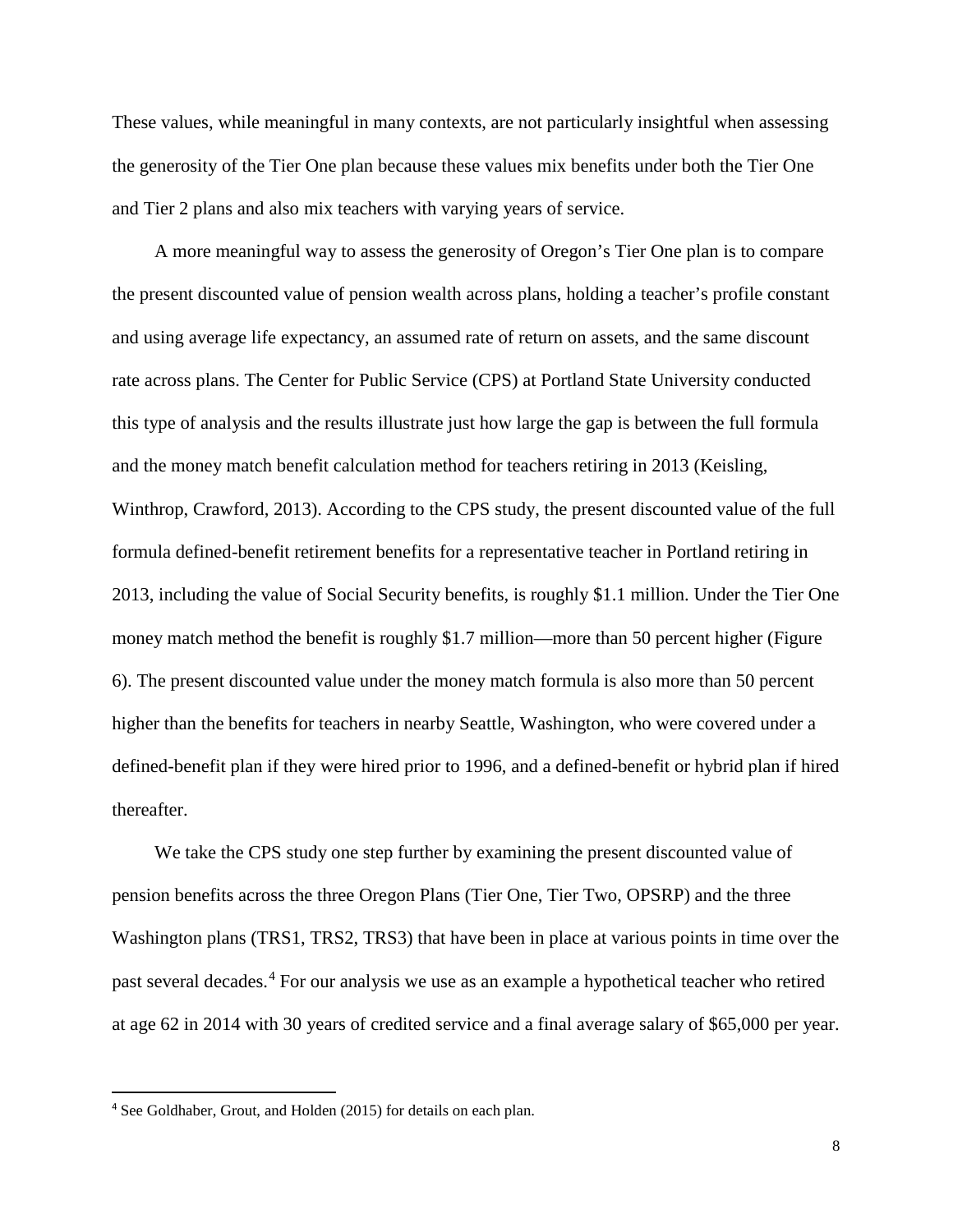These values, while meaningful in many contexts, are not particularly insightful when assessing the generosity of the Tier One plan because these values mix benefits under both the Tier One and Tier 2 plans and also mix teachers with varying years of service.

A more meaningful way to assess the generosity of Oregon's Tier One plan is to compare the present discounted value of pension wealth across plans, holding a teacher's profile constant and using average life expectancy, an assumed rate of return on assets, and the same discount rate across plans. The Center for Public Service (CPS) at Portland State University conducted this type of analysis and the results illustrate just how large the gap is between the full formula and the money match benefit calculation method for teachers retiring in 2013 (Keisling, Winthrop, Crawford, 2013). According to the CPS study, the present discounted value of the full formula defined-benefit retirement benefits for a representative teacher in Portland retiring in 2013, including the value of Social Security benefits, is roughly \$1.1 million. Under the Tier One money match method the benefit is roughly \$1.7 million—more than 50 percent higher (Figure 6). The present discounted value under the money match formula is also more than 50 percent higher than the benefits for teachers in nearby Seattle, Washington, who were covered under a defined-benefit plan if they were hired prior to 1996, and a defined-benefit or hybrid plan if hired thereafter.

We take the CPS study one step further by examining the present discounted value of pension benefits across the three Oregon Plans (Tier One, Tier Two, OPSRP) and the three Washington plans (TRS1, TRS2, TRS3) that have been in place at various points in time over the past several decades.[4] For our analysis we use as an example a hypothetical teacher who retired at age 62 in 2014 with 30 years of credited service and a final average salary of \$65,000 per year.

[4] See Goldhaber, Grout, and Holden (2015) for details on each plan.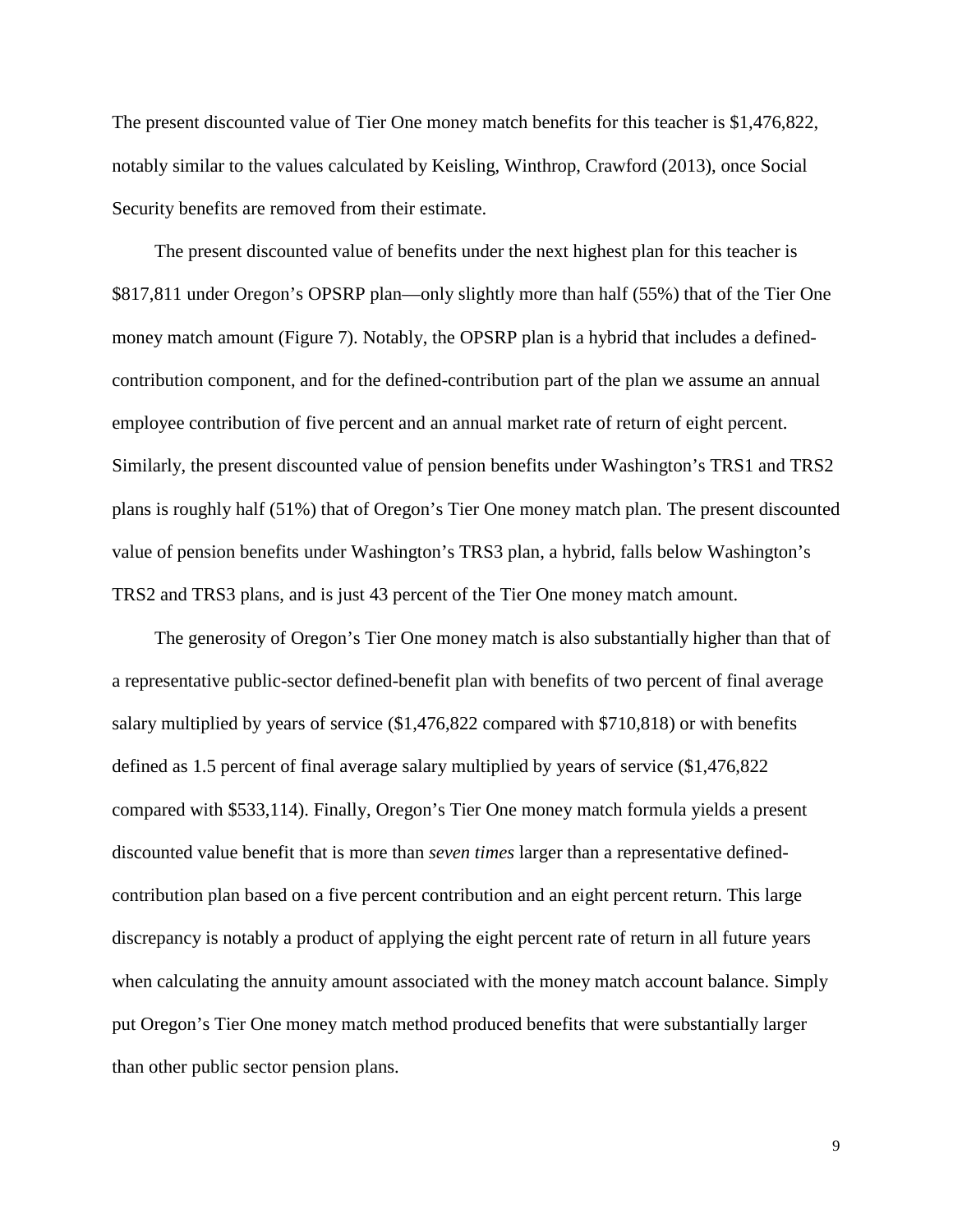The present discounted value of Tier One money match benefits for this teacher is $1,476,822, notably similar to the values calculated by Keisling, Winthrop, Crawford (2013), once Social Security benefits are removed from their estimate.

The present discounted value of benefits under the next highest plan for this teacher is $817,811 under Oregon's OPSRP plan—only slightly more than half (55%) that of the Tier One money match amount (Figure 7). Notably, the OPSRP plan is a hybrid that includes a defined-contribution component, and for the defined-contribution part of the plan we assume an annual employee contribution of five percent and an annual market rate of return of eight percent. Similarly, the present discounted value of pension benefits under Washington's TRS1 and TRS2 plans is roughly half (51%) that of Oregon's Tier One money match plan. The present discounted value of pension benefits under Washington's TRS3 plan, a hybrid, falls below Washington's TRS2 and TRS3 plans, and is just 43 percent of the Tier One money match amount.

The generosity of Oregon's Tier One money match is also substantially higher than that of a representative public-sector defined-benefit plan with benefits of two percent of final average salary multiplied by years of service ($1,476,822 compared with $710,818) or with benefits defined as 1.5 percent of final average salary multiplied by years of service ($1,476,822 compared with $533,114). Finally, Oregon's Tier One money match formula yields a present discounted value benefit that is more than *seven times* larger than a representative defined-contribution plan based on a five percent contribution and an eight percent return. This large discrepancy is notably a product of applying the eight percent rate of return in all future years when calculating the annuity amount associated with the money match account balance. Simply put Oregon's Tier One money match method produced benefits that were substantially larger than other public sector pension plans.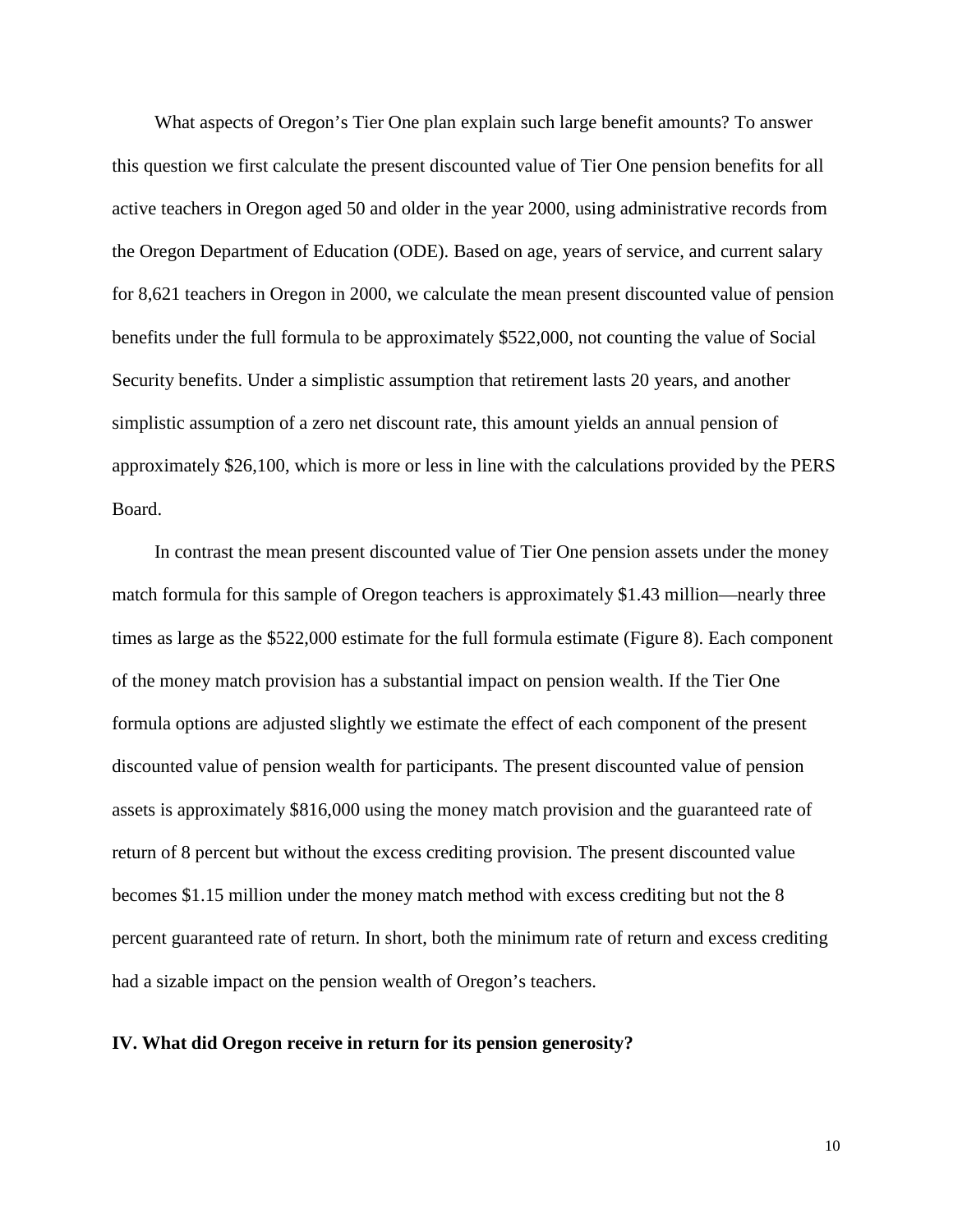What aspects of Oregon's Tier One plan explain such large benefit amounts? To answer this question we first calculate the present discounted value of Tier One pension benefits for all active teachers in Oregon aged 50 and older in the year 2000, using administrative records from the Oregon Department of Education (ODE). Based on age, years of service, and current salary for 8,621 teachers in Oregon in 2000, we calculate the mean present discounted value of pension benefits under the full formula to be approximately $522,000, not counting the value of Social Security benefits. Under a simplistic assumption that retirement lasts 20 years, and another simplistic assumption of a zero net discount rate, this amount yields an annual pension of approximately $26,100, which is more or less in line with the calculations provided by the PERS Board.

In contrast the mean present discounted value of Tier One pension assets under the money match formula for this sample of Oregon teachers is approximately $1.43 million—nearly three times as large as the $522,000 estimate for the full formula estimate (Figure 8). Each component of the money match provision has a substantial impact on pension wealth. If the Tier One formula options are adjusted slightly we estimate the effect of each component of the present discounted value of pension wealth for participants. The present discounted value of pension assets is approximately $816,000 using the money match provision and the guaranteed rate of return of 8 percent but without the excess crediting provision. The present discounted value becomes $1.15 million under the money match method with excess crediting but not the 8 percent guaranteed rate of return. In short, both the minimum rate of return and excess crediting had a sizable impact on the pension wealth of Oregon's teachers.

## IV. What did Oregon receive in return for its pension generosity?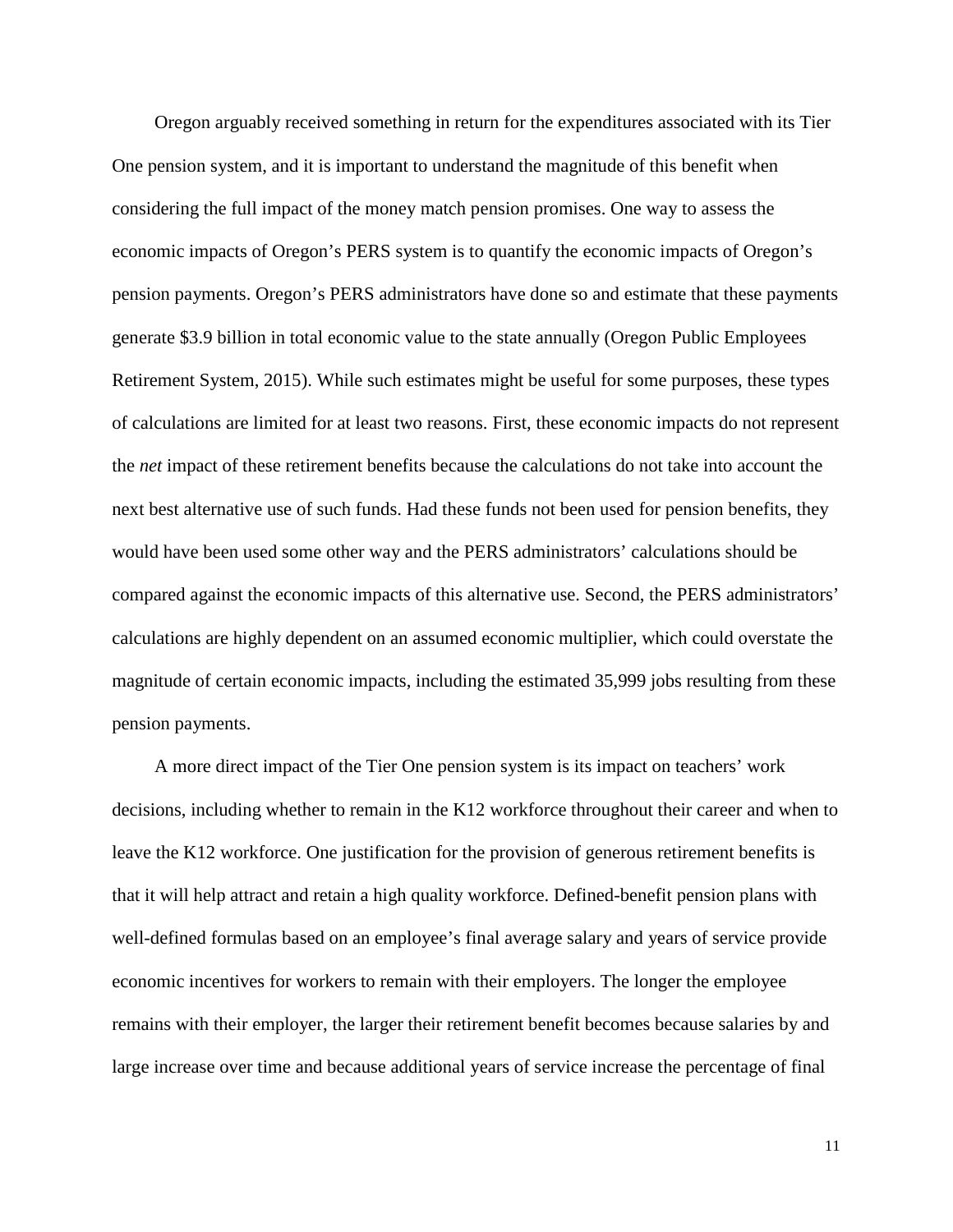Oregon arguably received something in return for the expenditures associated with its Tier One pension system, and it is important to understand the magnitude of this benefit when considering the full impact of the money match pension promises. One way to assess the economic impacts of Oregon's PERS system is to quantify the economic impacts of Oregon's pension payments. Oregon's PERS administrators have done so and estimate that these payments generate $3.9 billion in total economic value to the state annually (Oregon Public Employees Retirement System, 2015). While such estimates might be useful for some purposes, these types of calculations are limited for at least two reasons. First, these economic impacts do not represent the *net* impact of these retirement benefits because the calculations do not take into account the next best alternative use of such funds. Had these funds not been used for pension benefits, they would have been used some other way and the PERS administrators' calculations should be compared against the economic impacts of this alternative use. Second, the PERS administrators' calculations are highly dependent on an assumed economic multiplier, which could overstate the magnitude of certain economic impacts, including the estimated 35,999 jobs resulting from these pension payments.

A more direct impact of the Tier One pension system is its impact on teachers' work decisions, including whether to remain in the K12 workforce throughout their career and when to leave the K12 workforce. One justification for the provision of generous retirement benefits is that it will help attract and retain a high quality workforce. Defined-benefit pension plans with well-defined formulas based on an employee's final average salary and years of service provide economic incentives for workers to remain with their employers. The longer the employee remains with their employer, the larger their retirement benefit becomes because salaries by and large increase over time and because additional years of service increase the percentage of final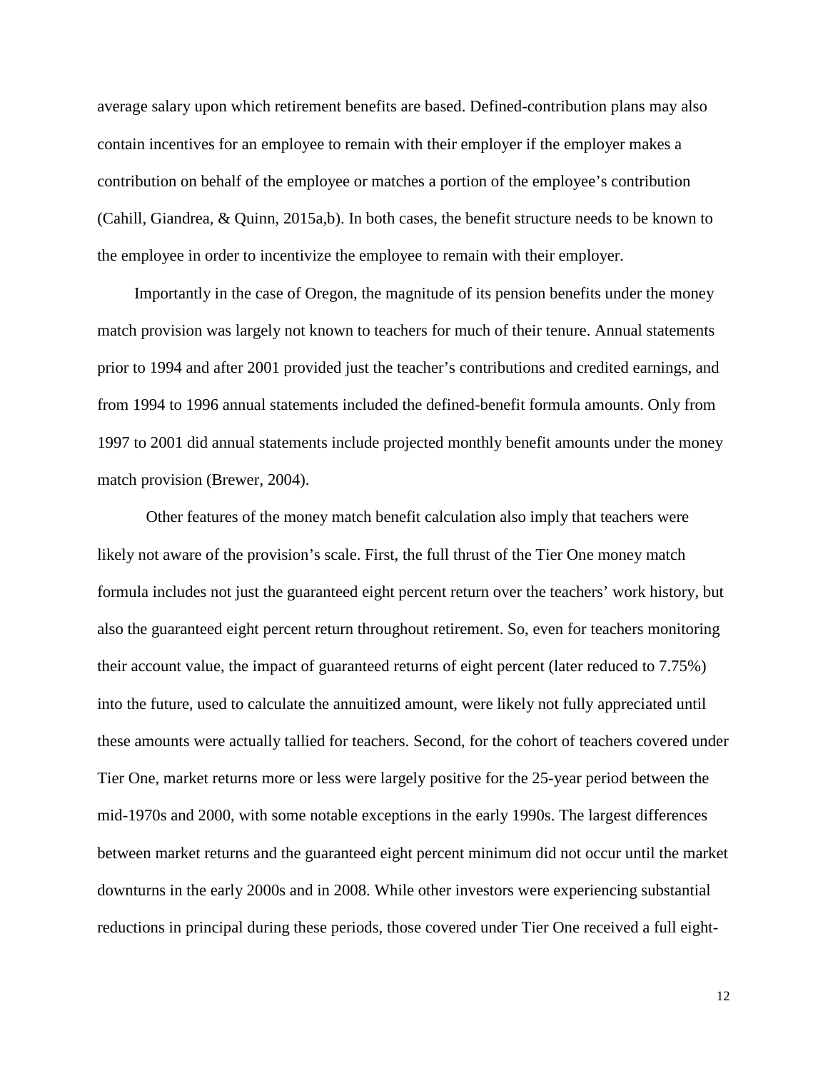average salary upon which retirement benefits are based. Defined-contribution plans may also contain incentives for an employee to remain with their employer if the employer makes a contribution on behalf of the employee or matches a portion of the employee's contribution (Cahill, Giandrea, & Quinn, 2015a,b). In both cases, the benefit structure needs to be known to the employee in order to incentivize the employee to remain with their employer.

Importantly in the case of Oregon, the magnitude of its pension benefits under the money match provision was largely not known to teachers for much of their tenure. Annual statements prior to 1994 and after 2001 provided just the teacher's contributions and credited earnings, and from 1994 to 1996 annual statements included the defined-benefit formula amounts. Only from 1997 to 2001 did annual statements include projected monthly benefit amounts under the money match provision (Brewer, 2004).

Other features of the money match benefit calculation also imply that teachers were likely not aware of the provision's scale. First, the full thrust of the Tier One money match formula includes not just the guaranteed eight percent return over the teachers' work history, but also the guaranteed eight percent return throughout retirement. So, even for teachers monitoring their account value, the impact of guaranteed returns of eight percent (later reduced to 7.75%) into the future, used to calculate the annuitized amount, were likely not fully appreciated until these amounts were actually tallied for teachers. Second, for the cohort of teachers covered under Tier One, market returns more or less were largely positive for the 25-year period between the mid-1970s and 2000, with some notable exceptions in the early 1990s. The largest differences between market returns and the guaranteed eight percent minimum did not occur until the market downturns in the early 2000s and in 2008. While other investors were experiencing substantial reductions in principal during these periods, those covered under Tier One received a full eight-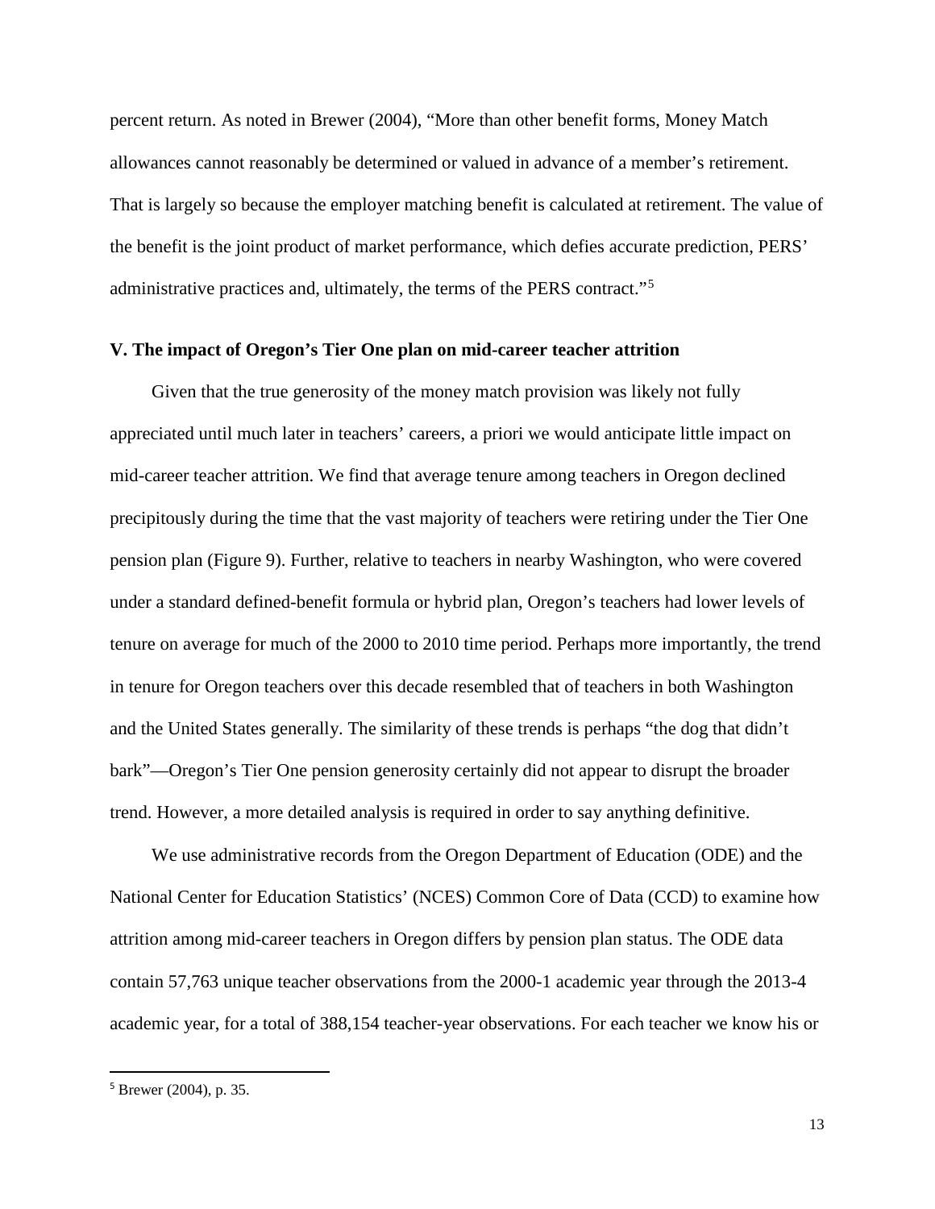percent return. As noted in Brewer (2004), "More than other benefit forms, Money Match allowances cannot reasonably be determined or valued in advance of a member's retirement. That is largely so because the employer matching benefit is calculated at retirement. The value of the benefit is the joint product of market performance, which defies accurate prediction, PERS' administrative practices and, ultimately, the terms of the PERS contract."[5]

### V. The impact of Oregon's Tier One plan on mid-career teacher attrition

Given that the true generosity of the money match provision was likely not fully appreciated until much later in teachers' careers, a priori we would anticipate little impact on mid-career teacher attrition. We find that average tenure among teachers in Oregon declined precipitously during the time that the vast majority of teachers were retiring under the Tier One pension plan (Figure 9). Further, relative to teachers in nearby Washington, who were covered under a standard defined-benefit formula or hybrid plan, Oregon's teachers had lower levels of tenure on average for much of the 2000 to 2010 time period. Perhaps more importantly, the trend in tenure for Oregon teachers over this decade resembled that of teachers in both Washington and the United States generally. The similarity of these trends is perhaps "the dog that didn't bark"—Oregon's Tier One pension generosity certainly did not appear to disrupt the broader trend. However, a more detailed analysis is required in order to say anything definitive.

We use administrative records from the Oregon Department of Education (ODE) and the National Center for Education Statistics' (NCES) Common Core of Data (CCD) to examine how attrition among mid-career teachers in Oregon differs by pension plan status. The ODE data contain 57,763 unique teacher observations from the 2000-1 academic year through the 2013-4 academic year, for a total of 388,154 teacher-year observations. For each teacher we know his or

[5] Brewer (2004), p. 35.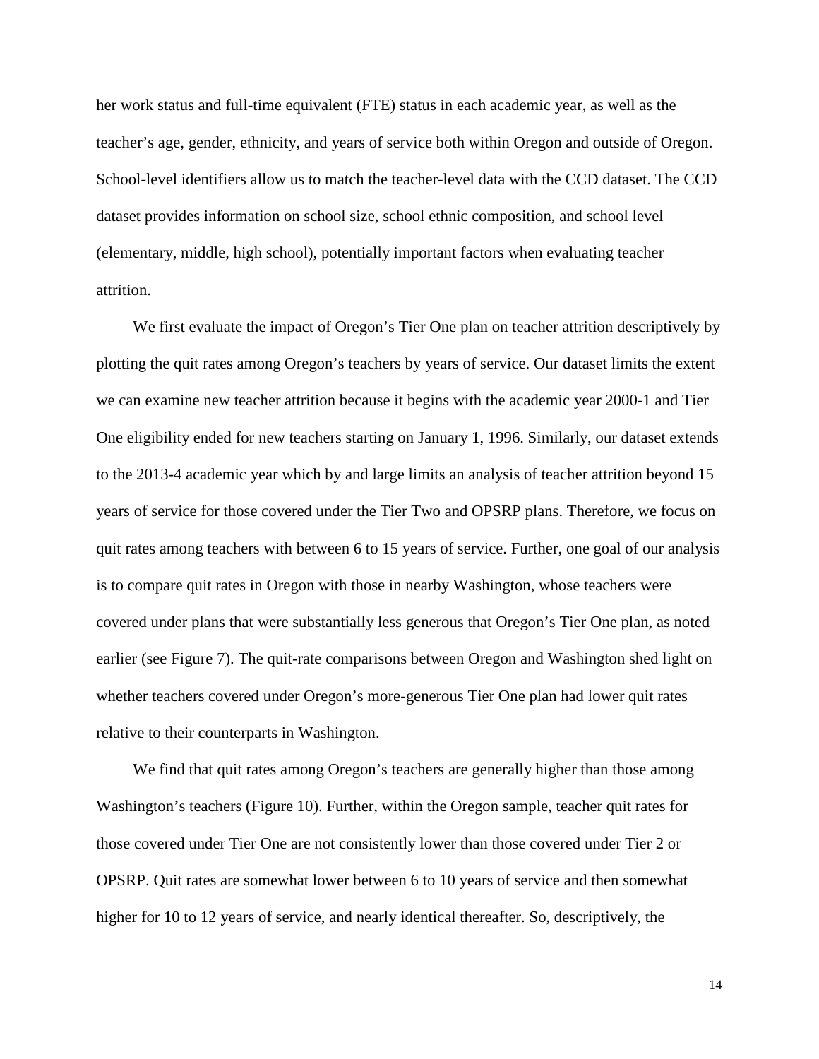her work status and full-time equivalent (FTE) status in each academic year, as well as the teacher's age, gender, ethnicity, and years of service both within Oregon and outside of Oregon. School-level identifiers allow us to match the teacher-level data with the CCD dataset. The CCD dataset provides information on school size, school ethnic composition, and school level (elementary, middle, high school), potentially important factors when evaluating teacher attrition.

We first evaluate the impact of Oregon's Tier One plan on teacher attrition descriptively by plotting the quit rates among Oregon's teachers by years of service. Our dataset limits the extent we can examine new teacher attrition because it begins with the academic year 2000-1 and Tier One eligibility ended for new teachers starting on January 1, 1996. Similarly, our dataset extends to the 2013-4 academic year which by and large limits an analysis of teacher attrition beyond 15 years of service for those covered under the Tier Two and OPSRP plans. Therefore, we focus on quit rates among teachers with between 6 to 15 years of service. Further, one goal of our analysis is to compare quit rates in Oregon with those in nearby Washington, whose teachers were covered under plans that were substantially less generous that Oregon's Tier One plan, as noted earlier (see Figure 7). The quit-rate comparisons between Oregon and Washington shed light on whether teachers covered under Oregon's more-generous Tier One plan had lower quit rates relative to their counterparts in Washington.

We find that quit rates among Oregon's teachers are generally higher than those among Washington's teachers (Figure 10). Further, within the Oregon sample, teacher quit rates for those covered under Tier One are not consistently lower than those covered under Tier 2 or OPSRP. Quit rates are somewhat lower between 6 to 10 years of service and then somewhat higher for 10 to 12 years of service, and nearly identical thereafter. So, descriptively, the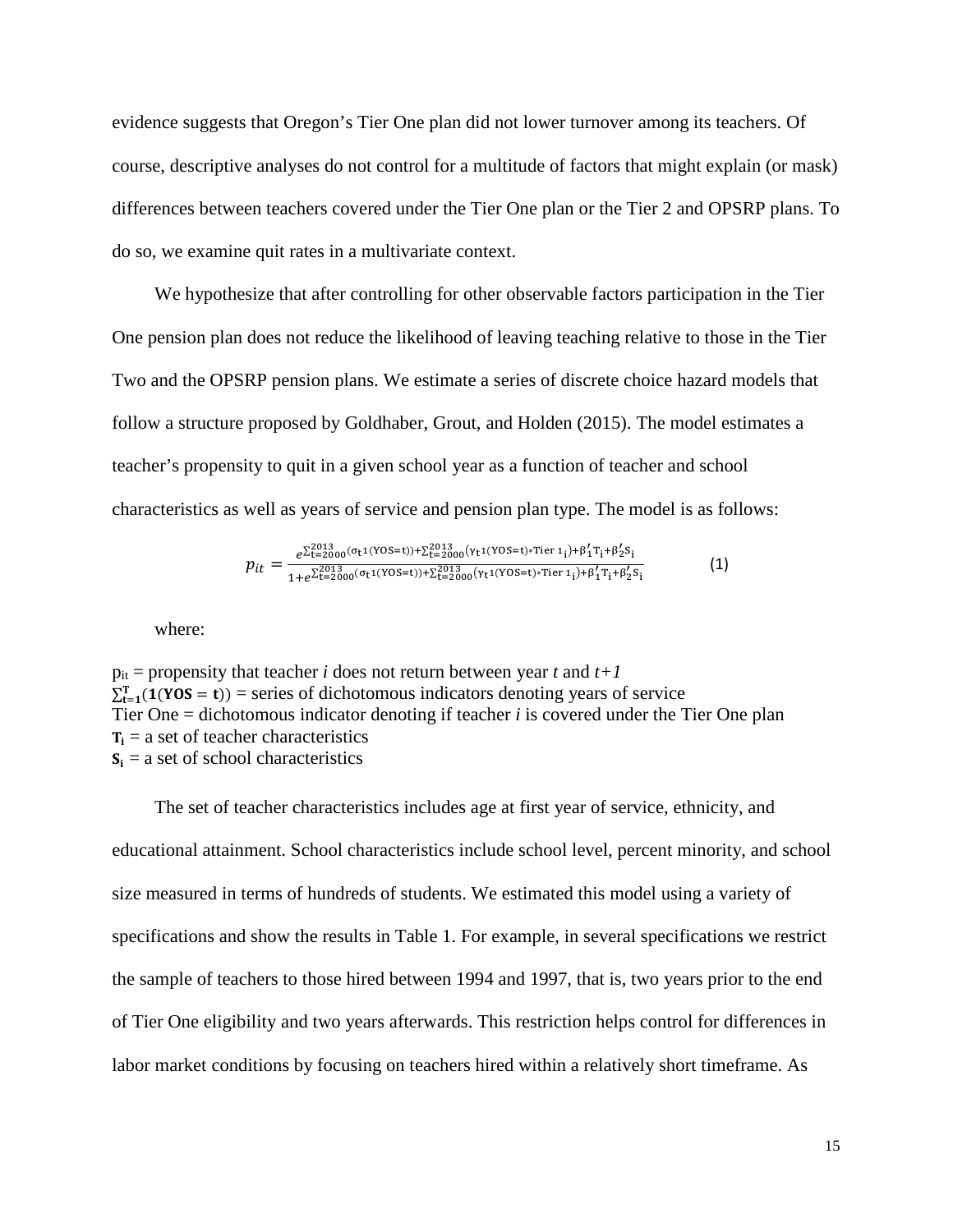evidence suggests that Oregon's Tier One plan did not lower turnover among its teachers. Of course, descriptive analyses do not control for a multitude of factors that might explain (or mask) differences between teachers covered under the Tier One plan or the Tier 2 and OPSRP plans. To do so, we examine quit rates in a multivariate context.

We hypothesize that after controlling for other observable factors participation in the Tier One pension plan does not reduce the likelihood of leaving teaching relative to those in the Tier Two and the OPSRP pension plans. We estimate a series of discrete choice hazard models that follow a structure proposed by Goldhaber, Grout, and Holden (2015). The model estimates a teacher's propensity to quit in a given school year as a function of teacher and school characteristics as well as years of service and pension plan type. The model is as follows:

$$p_{it} = \frac{e^{\sum_{t=2000}^{2013}(\sigma_t 1(\text{YOS}=t)) + \sum_{t=2000}^{2013}(\gamma_t 1(\text{YOS}=t) * \text{Tier } 1_i) + \beta_1' T_i + \beta_2' S_i}}{1 + e^{\sum_{t=2000}^{2013}(\sigma_t 1(\text{YOS}=t)) + \sum_{t=2000}^{2013}(\gamma_t 1(\text{YOS}=t) * \text{Tier } 1_i) + \beta_1' T_i + \beta_2' S_i}} \quad (1)$$

where:

$p_{it}$ = propensity that teacher *i* does not return between year *t* and *t+1*
$\sum_{t=1}^{T}(\mathbf{1}(\mathbf{YOS}=\mathbf{t}))$ = series of dichotomous indicators denoting years of service
Tier One = dichotomous indicator denoting if teacher *i* is covered under the Tier One plan
$\mathbf{T_i}$ = a set of teacher characteristics
$\mathbf{S_i}$ = a set of school characteristics

The set of teacher characteristics includes age at first year of service, ethnicity, and educational attainment. School characteristics include school level, percent minority, and school size measured in terms of hundreds of students. We estimated this model using a variety of specifications and show the results in Table 1. For example, in several specifications we restrict the sample of teachers to those hired between 1994 and 1997, that is, two years prior to the end of Tier One eligibility and two years afterwards. This restriction helps control for differences in labor market conditions by focusing on teachers hired within a relatively short timeframe. As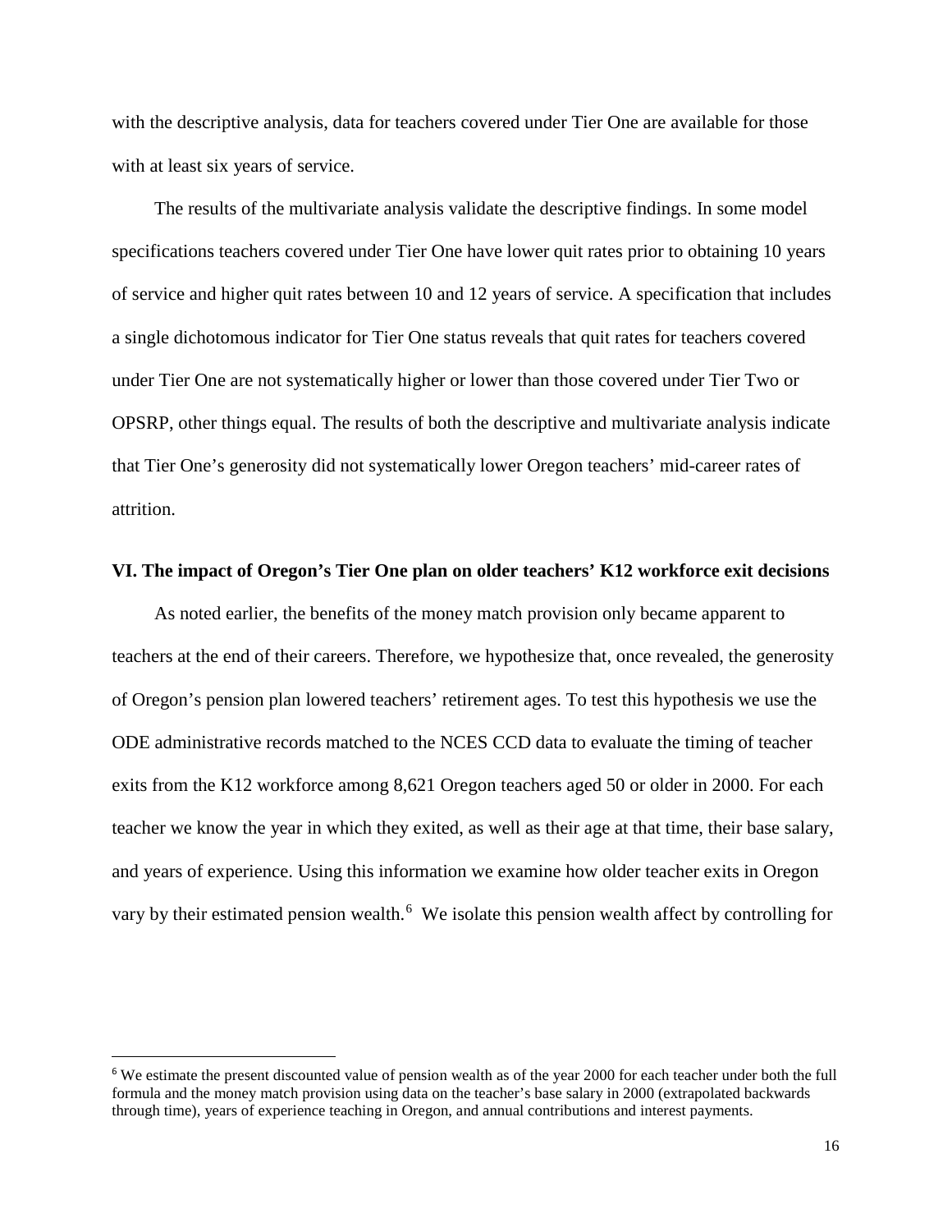with the descriptive analysis, data for teachers covered under Tier One are available for those with at least six years of service.

The results of the multivariate analysis validate the descriptive findings. In some model specifications teachers covered under Tier One have lower quit rates prior to obtaining 10 years of service and higher quit rates between 10 and 12 years of service. A specification that includes a single dichotomous indicator for Tier One status reveals that quit rates for teachers covered under Tier One are not systematically higher or lower than those covered under Tier Two or OPSRP, other things equal. The results of both the descriptive and multivariate analysis indicate that Tier One's generosity did not systematically lower Oregon teachers' mid-career rates of attrition.

## VI. The impact of Oregon's Tier One plan on older teachers' K12 workforce exit decisions

As noted earlier, the benefits of the money match provision only became apparent to teachers at the end of their careers. Therefore, we hypothesize that, once revealed, the generosity of Oregon's pension plan lowered teachers' retirement ages. To test this hypothesis we use the ODE administrative records matched to the NCES CCD data to evaluate the timing of teacher exits from the K12 workforce among 8,621 Oregon teachers aged 50 or older in 2000. For each teacher we know the year in which they exited, as well as their age at that time, their base salary, and years of experience. Using this information we examine how older teacher exits in Oregon vary by their estimated pension wealth.[6] We isolate this pension wealth affect by controlling for

[6] We estimate the present discounted value of pension wealth as of the year 2000 for each teacher under both the full formula and the money match provision using data on the teacher's base salary in 2000 (extrapolated backwards through time), years of experience teaching in Oregon, and annual contributions and interest payments.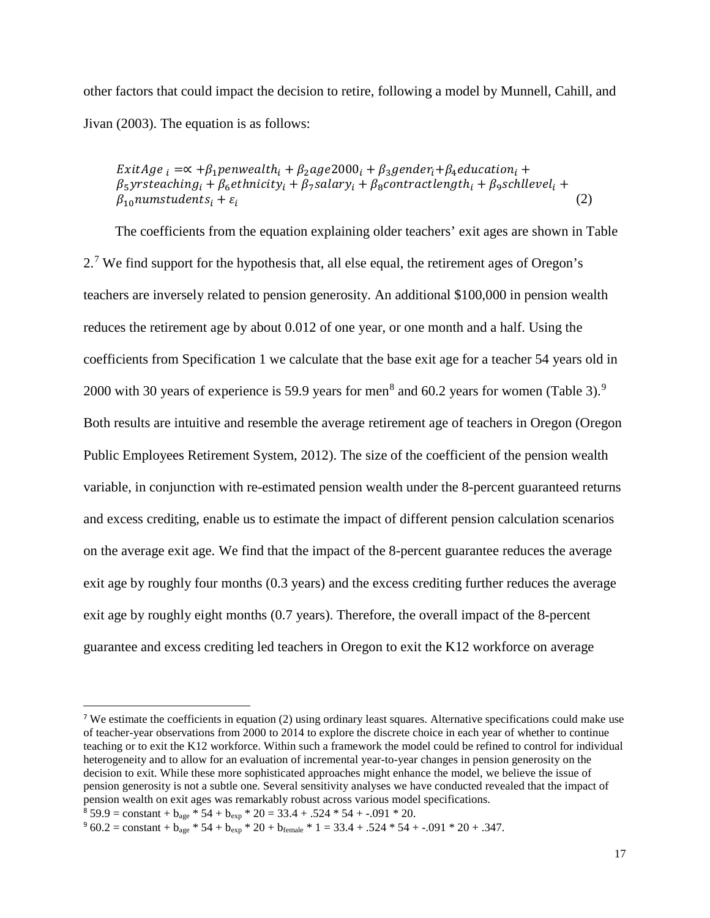other factors that could impact the decision to retire, following a model by Munnell, Cahill, and Jivan (2003). The equation is as follows:

$$ExitAge_i = \propto + \beta_1 penwealth_i + \beta_2 age2000_i + \beta_3 gender_i + \beta_4 education_i + \beta_5 yrsteaching_i + \beta_6 ethnicity_i + \beta_7 salary_i + \beta_8 contractlength_i + \beta_9 schllevel_i + \beta_{10} numstudents_i + \varepsilon_i \quad (2)$$

The coefficients from the equation explaining older teachers' exit ages are shown in Table 2.[7] We find support for the hypothesis that, all else equal, the retirement ages of Oregon's teachers are inversely related to pension generosity. An additional $100,000 in pension wealth reduces the retirement age by about 0.012 of one year, or one month and a half. Using the coefficients from Specification 1 we calculate that the base exit age for a teacher 54 years old in 2000 with 30 years of experience is 59.9 years for men[8] and 60.2 years for women (Table 3).[9] Both results are intuitive and resemble the average retirement age of teachers in Oregon (Oregon Public Employees Retirement System, 2012). The size of the coefficient of the pension wealth variable, in conjunction with re-estimated pension wealth under the 8-percent guaranteed returns and excess crediting, enable us to estimate the impact of different pension calculation scenarios on the average exit age. We find that the impact of the 8-percent guarantee reduces the average exit age by roughly four months (0.3 years) and the excess crediting further reduces the average exit age by roughly eight months (0.7 years). Therefore, the overall impact of the 8-percent guarantee and excess crediting led teachers in Oregon to exit the K12 workforce on average

---

[7] We estimate the coefficients in equation (2) using ordinary least squares. Alternative specifications could make use of teacher-year observations from 2000 to 2014 to explore the discrete choice in each year of whether to continue teaching or to exit the K12 workforce. Within such a framework the model could be refined to control for individual heterogeneity and to allow for an evaluation of incremental year-to-year changes in pension generosity on the decision to exit. While these more sophisticated approaches might enhance the model, we believe the issue of pension generosity is not a subtle one. Several sensitivity analyses we have conducted revealed that the impact of pension wealth on exit ages was remarkably robust across various model specifications.

[8] $59.9 = \text{constant} + b_{age} * 54 + b_{exp} * 20 = 33.4 + .524 * 54 + -.091 * 20.$

[9] $60.2 = \text{constant} + b_{age} * 54 + b_{exp} * 20 + b_{female} * 1 = 33.4 + .524 * 54 + -.091 * 20 + .347.$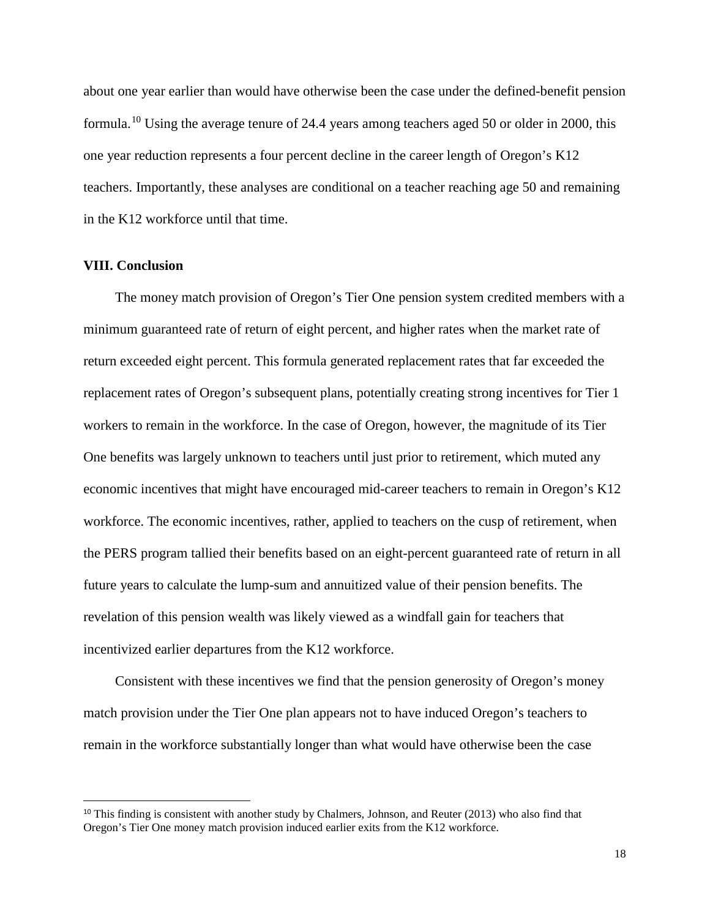about one year earlier than would have otherwise been the case under the defined-benefit pension formula.[10] Using the average tenure of 24.4 years among teachers aged 50 or older in 2000, this one year reduction represents a four percent decline in the career length of Oregon's K12 teachers. Importantly, these analyses are conditional on a teacher reaching age 50 and remaining in the K12 workforce until that time.

## VIII. Conclusion

The money match provision of Oregon's Tier One pension system credited members with a minimum guaranteed rate of return of eight percent, and higher rates when the market rate of return exceeded eight percent. This formula generated replacement rates that far exceeded the replacement rates of Oregon's subsequent plans, potentially creating strong incentives for Tier 1 workers to remain in the workforce. In the case of Oregon, however, the magnitude of its Tier One benefits was largely unknown to teachers until just prior to retirement, which muted any economic incentives that might have encouraged mid-career teachers to remain in Oregon's K12 workforce. The economic incentives, rather, applied to teachers on the cusp of retirement, when the PERS program tallied their benefits based on an eight-percent guaranteed rate of return in all future years to calculate the lump-sum and annuitized value of their pension benefits. The revelation of this pension wealth was likely viewed as a windfall gain for teachers that incentivized earlier departures from the K12 workforce.

Consistent with these incentives we find that the pension generosity of Oregon's money match provision under the Tier One plan appears not to have induced Oregon's teachers to remain in the workforce substantially longer than what would have otherwise been the case

[10] This finding is consistent with another study by Chalmers, Johnson, and Reuter (2013) who also find that Oregon's Tier One money match provision induced earlier exits from the K12 workforce.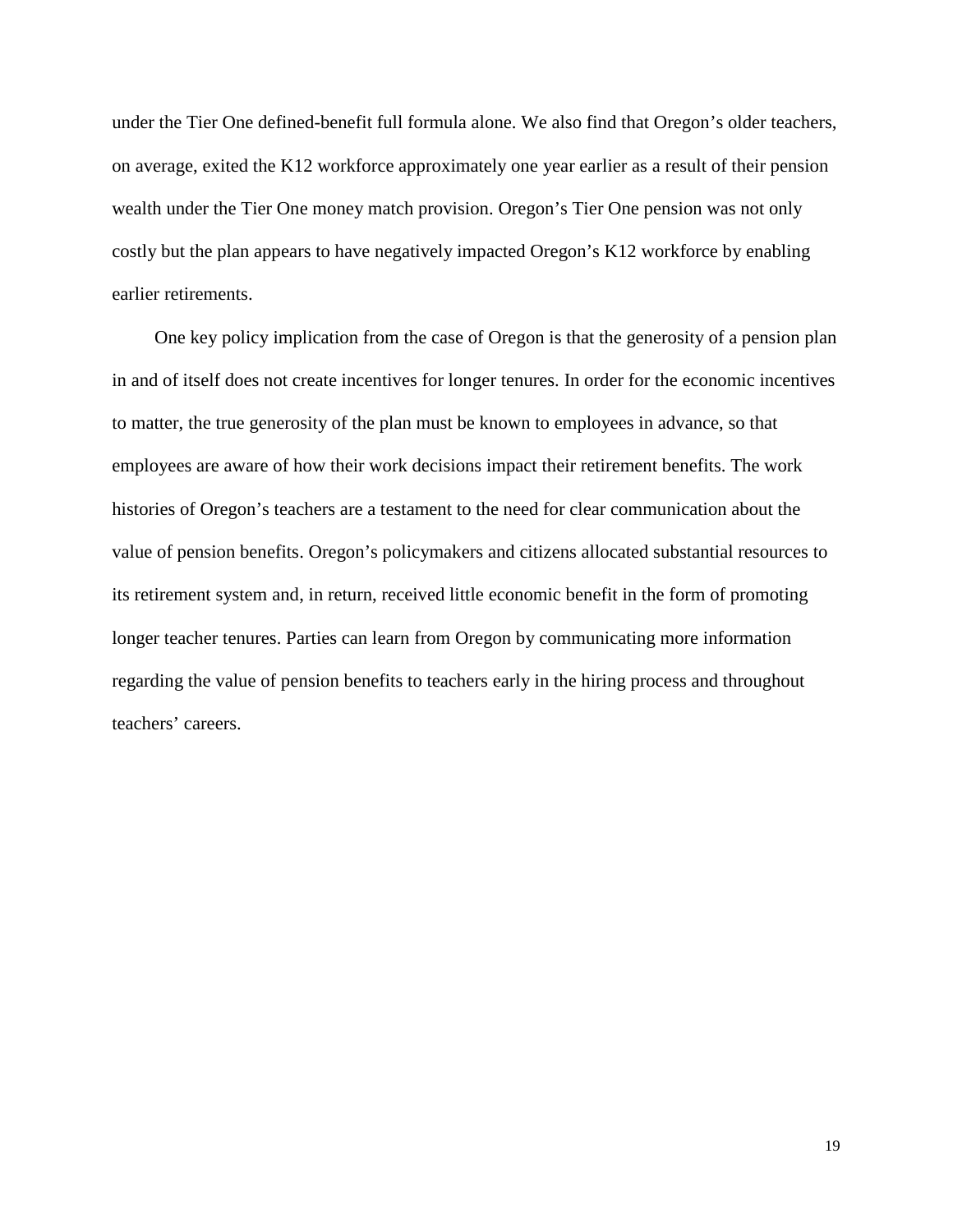under the Tier One defined-benefit full formula alone. We also find that Oregon's older teachers, on average, exited the K12 workforce approximately one year earlier as a result of their pension wealth under the Tier One money match provision. Oregon's Tier One pension was not only costly but the plan appears to have negatively impacted Oregon's K12 workforce by enabling earlier retirements.

One key policy implication from the case of Oregon is that the generosity of a pension plan in and of itself does not create incentives for longer tenures. In order for the economic incentives to matter, the true generosity of the plan must be known to employees in advance, so that employees are aware of how their work decisions impact their retirement benefits. The work histories of Oregon's teachers are a testament to the need for clear communication about the value of pension benefits. Oregon's policymakers and citizens allocated substantial resources to its retirement system and, in return, received little economic benefit in the form of promoting longer teacher tenures. Parties can learn from Oregon by communicating more information regarding the value of pension benefits to teachers early in the hiring process and throughout teachers' careers.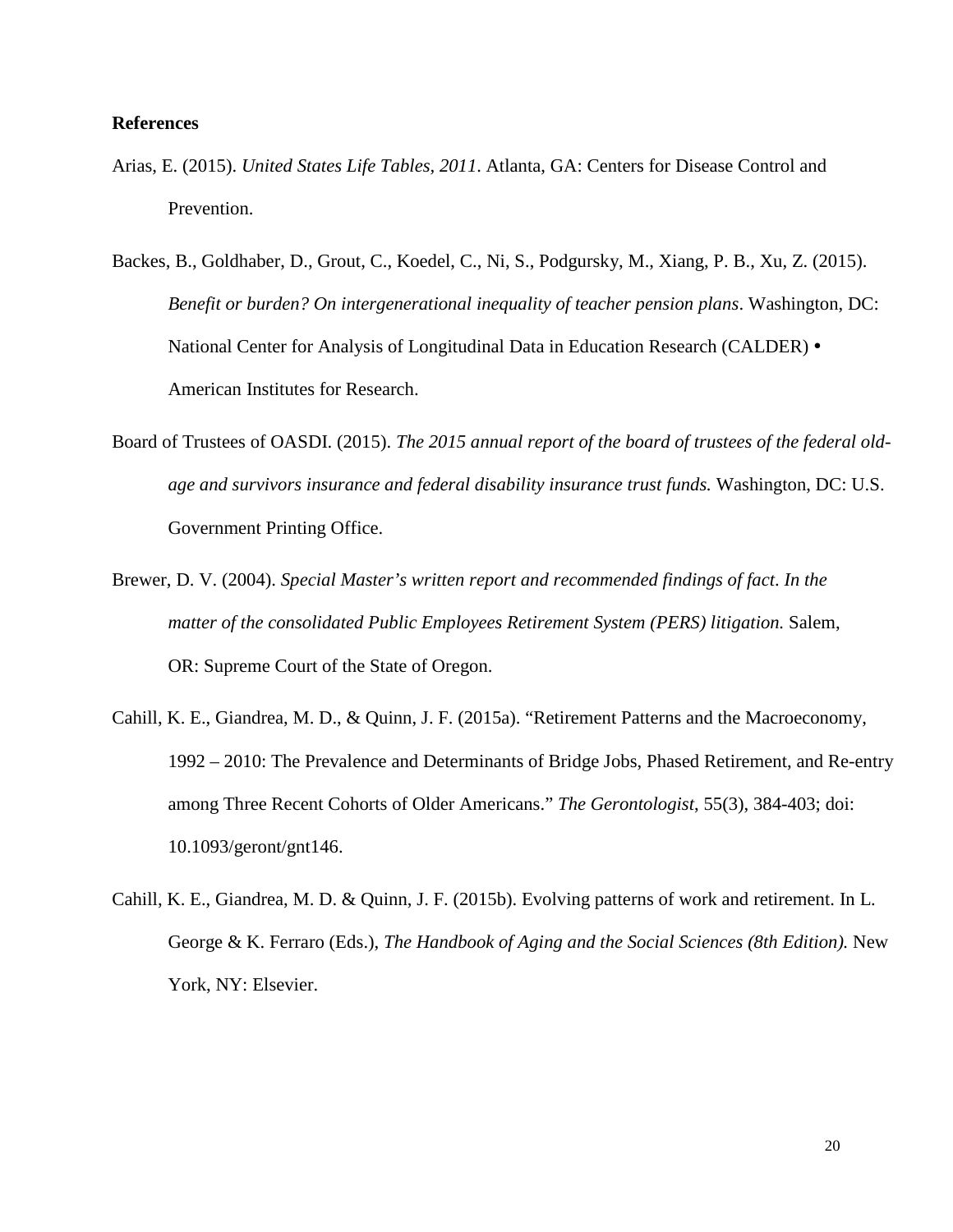**References**

Arias, E. (2015). *United States Life Tables, 2011*. Atlanta, GA: Centers for Disease Control and Prevention.

Backes, B., Goldhaber, D., Grout, C., Koedel, C., Ni, S., Podgursky, M., Xiang, P. B., Xu, Z. (2015). *Benefit or burden? On intergenerational inequality of teacher pension plans*. Washington, DC: National Center for Analysis of Longitudinal Data in Education Research (CALDER) • American Institutes for Research.

Board of Trustees of OASDI. (2015). *The 2015 annual report of the board of trustees of the federal old-age and survivors insurance and federal disability insurance trust funds.* Washington, DC: U.S. Government Printing Office.

Brewer, D. V. (2004). *Special Master's written report and recommended findings of fact. In the matter of the consolidated Public Employees Retirement System (PERS) litigation.* Salem, OR: Supreme Court of the State of Oregon.

Cahill, K. E., Giandrea, M. D., & Quinn, J. F. (2015a). "Retirement Patterns and the Macroeconomy, 1992 – 2010: The Prevalence and Determinants of Bridge Jobs, Phased Retirement, and Re-entry among Three Recent Cohorts of Older Americans." *The Gerontologist*, 55(3), 384-403; doi: 10.1093/geront/gnt146.

Cahill, K. E., Giandrea, M. D. & Quinn, J. F. (2015b). Evolving patterns of work and retirement. In L. George & K. Ferraro (Eds.), *The Handbook of Aging and the Social Sciences (8th Edition).* New York, NY: Elsevier.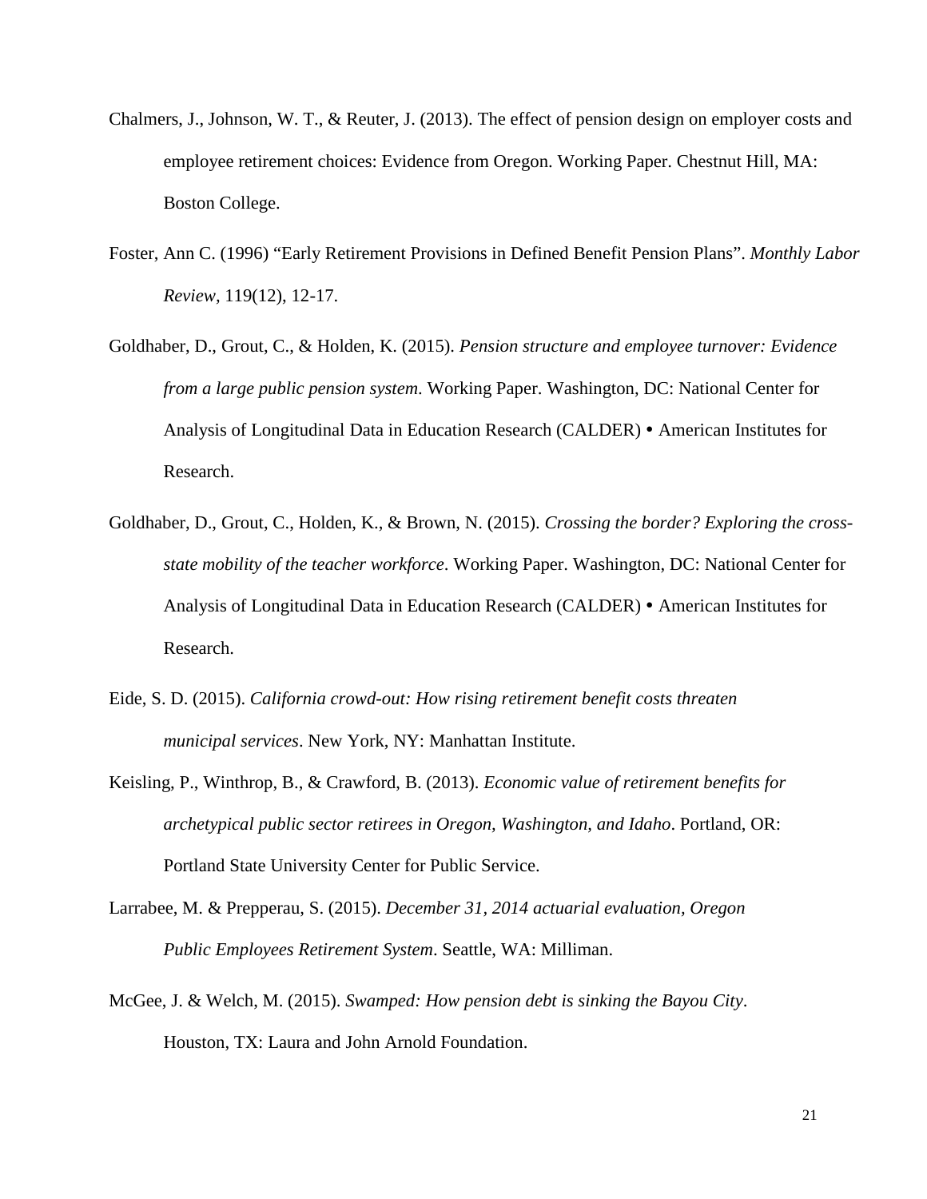Chalmers, J., Johnson, W. T., & Reuter, J. (2013). The effect of pension design on employer costs and employee retirement choices: Evidence from Oregon. Working Paper. Chestnut Hill, MA: Boston College.

Foster, Ann C. (1996) "Early Retirement Provisions in Defined Benefit Pension Plans". *Monthly Labor Review,* 119(12), 12-17.

Goldhaber, D., Grout, C., & Holden, K. (2015). *Pension structure and employee turnover: Evidence from a large public pension system*. Working Paper. Washington, DC: National Center for Analysis of Longitudinal Data in Education Research (CALDER) • American Institutes for Research.

Goldhaber, D., Grout, C., Holden, K., & Brown, N. (2015). *Crossing the border? Exploring the cross-state mobility of the teacher workforce*. Working Paper. Washington, DC: National Center for Analysis of Longitudinal Data in Education Research (CALDER) • American Institutes for Research.

Eide, S. D. (2015). *California crowd-out: How rising retirement benefit costs threaten municipal services*. New York, NY: Manhattan Institute.

Keisling, P., Winthrop, B., & Crawford, B. (2013). *Economic value of retirement benefits for archetypical public sector retirees in Oregon, Washington, and Idaho*. Portland, OR: Portland State University Center for Public Service.

Larrabee, M. & Prepperau, S. (2015). *December 31, 2014 actuarial evaluation, Oregon Public Employees Retirement System*. Seattle, WA: Milliman.

McGee, J. & Welch, M. (2015). *Swamped: How pension debt is sinking the Bayou City*. Houston, TX: Laura and John Arnold Foundation.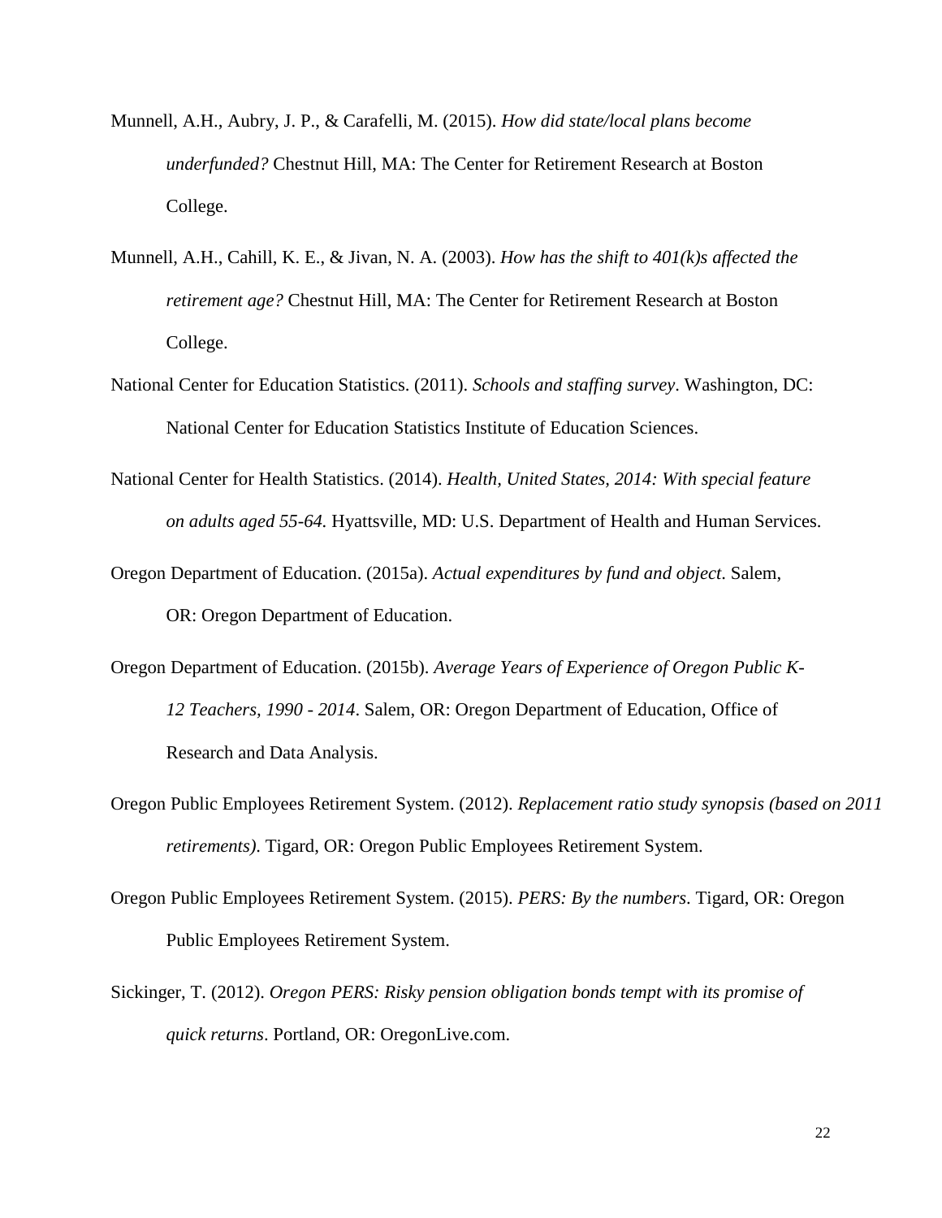Munnell, A.H., Aubry, J. P., & Carafelli, M. (2015). *How did state/local plans become underfunded?* Chestnut Hill, MA: The Center for Retirement Research at Boston College.

Munnell, A.H., Cahill, K. E., & Jivan, N. A. (2003). *How has the shift to 401(k)s affected the retirement age?* Chestnut Hill, MA: The Center for Retirement Research at Boston College.

National Center for Education Statistics. (2011). *Schools and staffing survey*. Washington, DC: National Center for Education Statistics Institute of Education Sciences.

National Center for Health Statistics. (2014). *Health, United States, 2014: With special feature on adults aged 55-64.* Hyattsville, MD: U.S. Department of Health and Human Services.

Oregon Department of Education. (2015a). *Actual expenditures by fund and object*. Salem, OR: Oregon Department of Education.

Oregon Department of Education. (2015b). *Average Years of Experience of Oregon Public K-12 Teachers, 1990 - 2014*. Salem, OR: Oregon Department of Education, Office of Research and Data Analysis.

Oregon Public Employees Retirement System. (2012). *Replacement ratio study synopsis (based on 2011 retirements)*. Tigard, OR: Oregon Public Employees Retirement System.

Oregon Public Employees Retirement System. (2015). *PERS: By the numbers*. Tigard, OR: Oregon Public Employees Retirement System.

Sickinger, T. (2012). *Oregon PERS: Risky pension obligation bonds tempt with its promise of quick returns*. Portland, OR: OregonLive.com.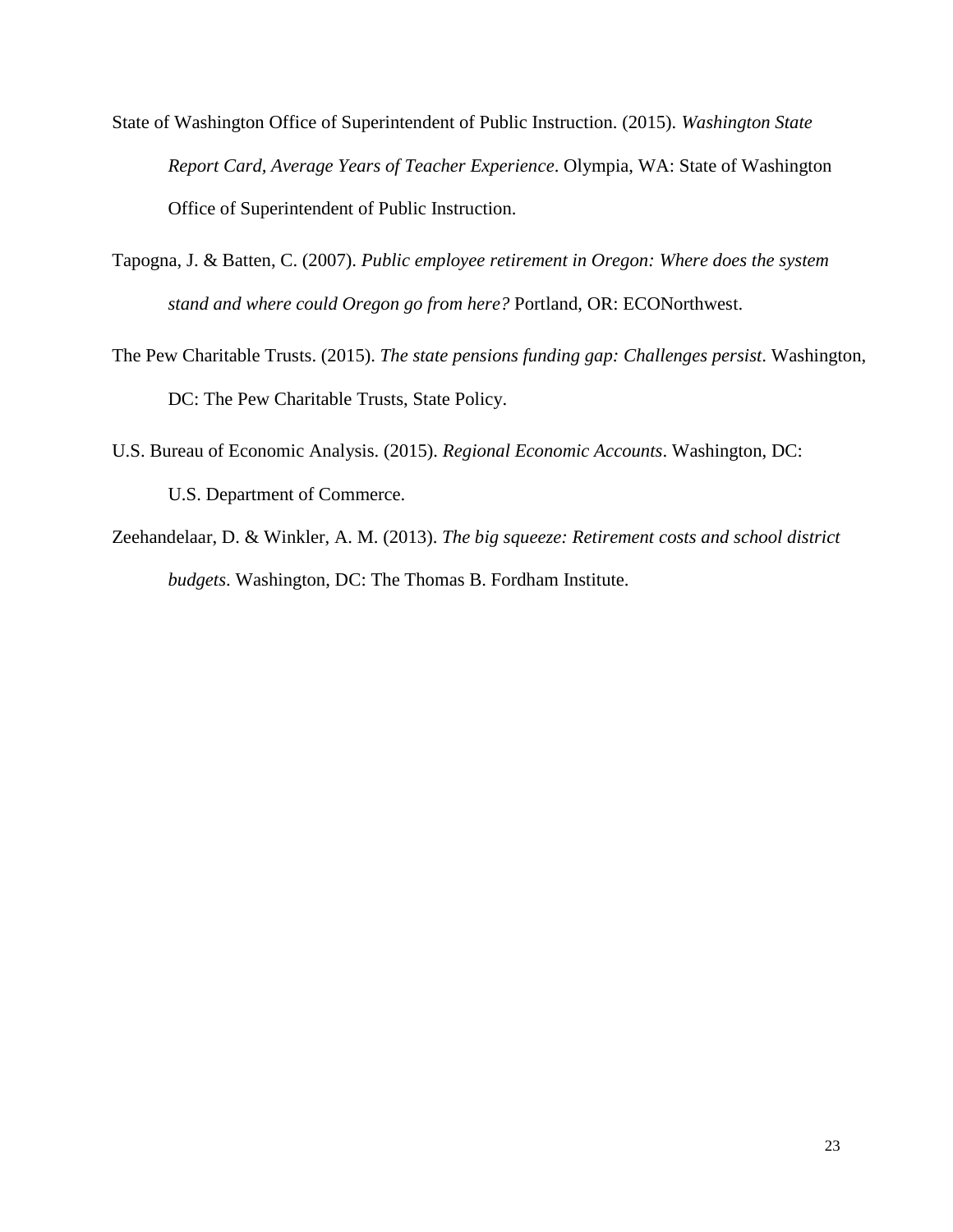State of Washington Office of Superintendent of Public Instruction. (2015). *Washington State Report Card, Average Years of Teacher Experience*. Olympia, WA: State of Washington Office of Superintendent of Public Instruction.

Tapogna, J. & Batten, C. (2007). *Public employee retirement in Oregon: Where does the system stand and where could Oregon go from here?* Portland, OR: ECONorthwest.

The Pew Charitable Trusts. (2015). *The state pensions funding gap: Challenges persist*. Washington, DC: The Pew Charitable Trusts, State Policy.

U.S. Bureau of Economic Analysis. (2015). *Regional Economic Accounts*. Washington, DC: U.S. Department of Commerce.

Zeehandelaar, D. & Winkler, A. M. (2013). *The big squeeze: Retirement costs and school district budgets*. Washington, DC: The Thomas B. Fordham Institute.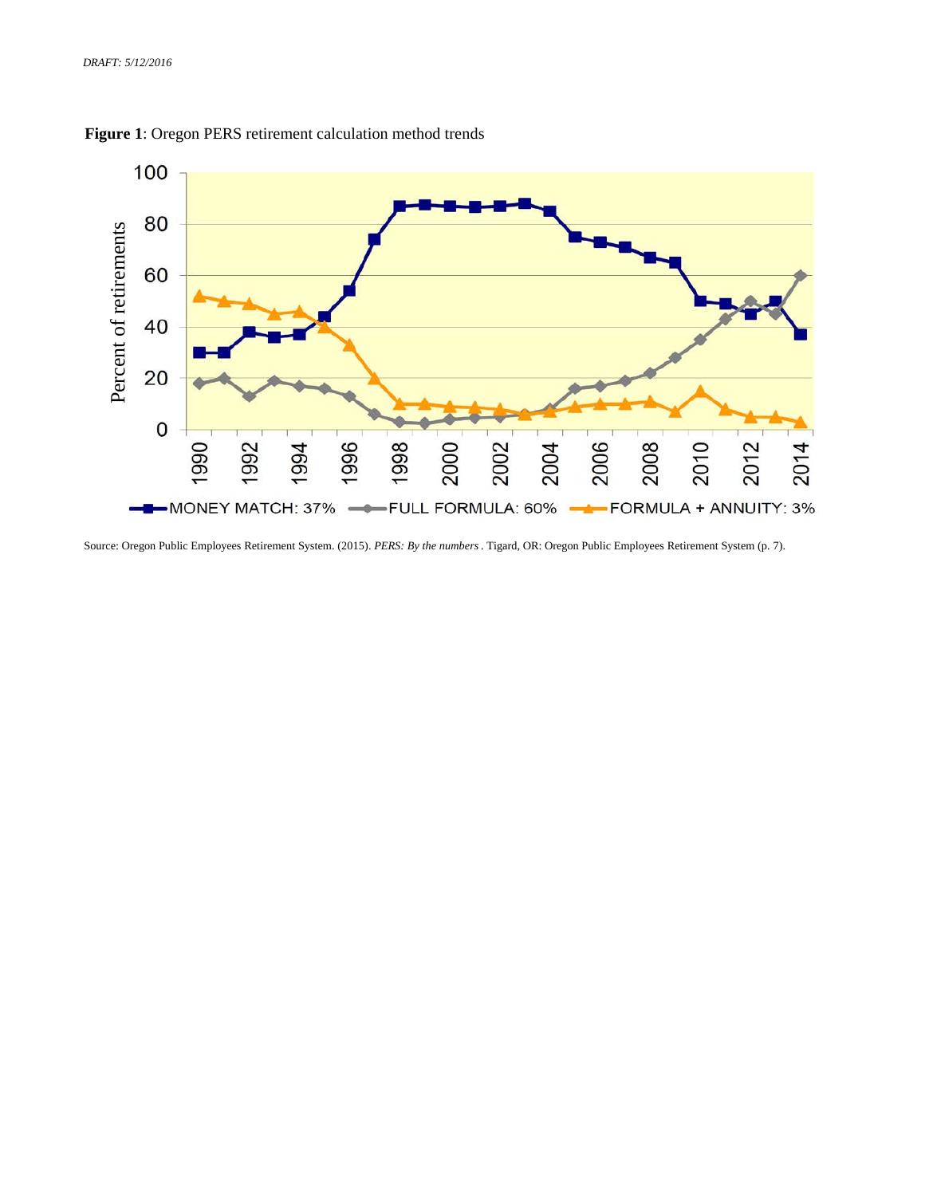**Figure 1**: Oregon PERS retirement calculation method trends

Percent of retirements

100
80
60
40
20
0

1990
1992
1994
1996
1998
2000
2002
2004
2006
2008
2010
2012
2014

MONEY MATCH: 37%
FULL FORMULA: 60%
FORMULA + ANNUITY: 3%

Source: Oregon Public Employees Retirement System. (2015). *PERS: By the numbers*. Tigard, OR: Oregon Public Employees Retirement System (p. 7).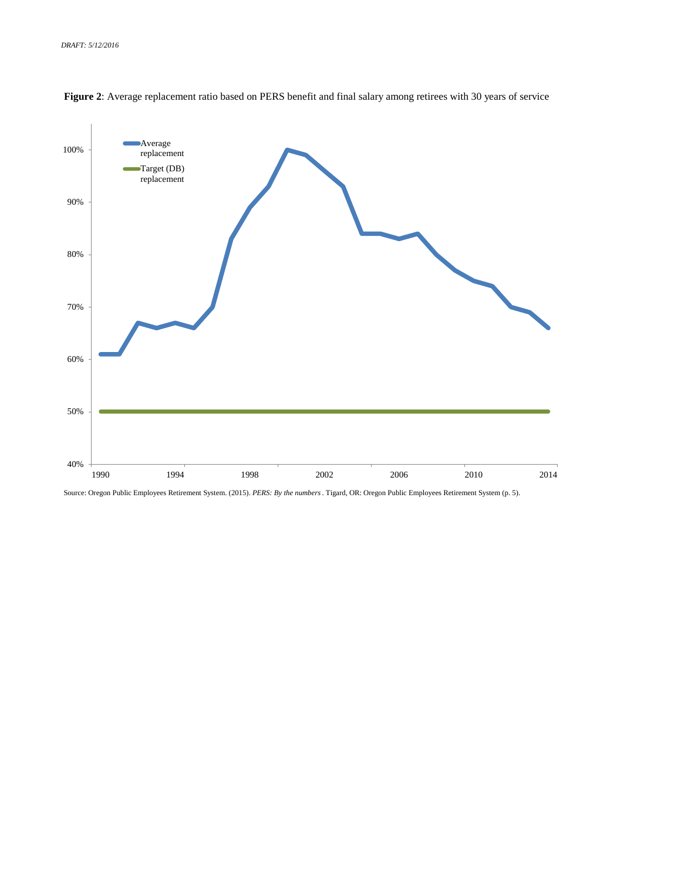**Figure 2**: Average replacement ratio based on PERS benefit and final salary among retirees with 30 years of service

Average replacement

Target (DB) replacement

100%

90%

80%

70%

60%

50%

40%

1990

1994

1998

2002

2006

2010

2014

Source: Oregon Public Employees Retirement System. (2015). *PERS: By the numbers*. Tigard, OR: Oregon Public Employees Retirement System (p. 5).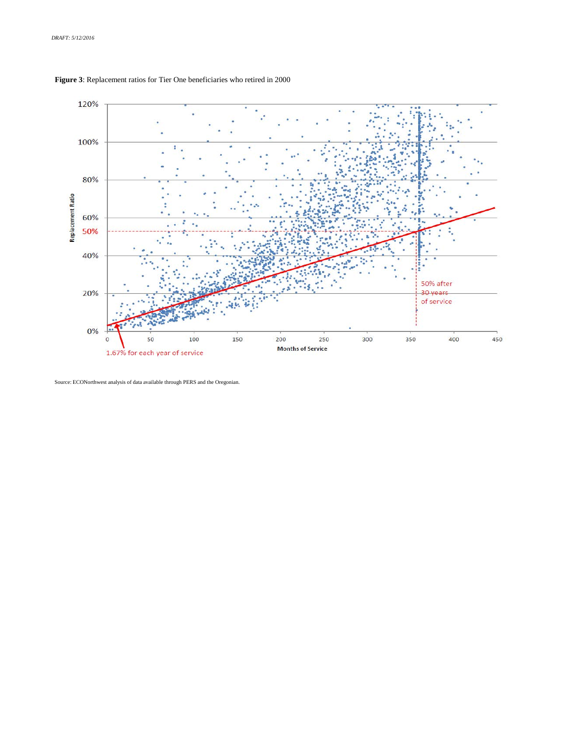**Figure 3**: Replacement ratios for Tier One beneficiaries who retired in 2000

120%
100%
80%
60%
50%
40%
20%
0%

Replacement Ratio

0
50
100
150
200
250
300
350
400
450

Months of Service

50% after 30 years of service

1.67% for each year of service

Source: ECONorthwest analysis of data available through PERS and the Oregonian.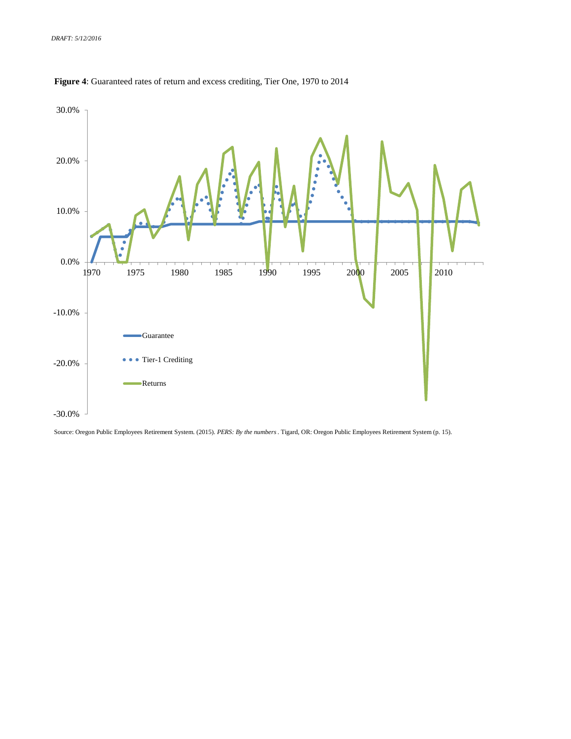**Figure 4**: Guaranteed rates of return and excess crediting, Tier One, 1970 to 2014

30.0%
20.0%
10.0%
0.0%
-10.0%
-20.0%
-30.0%

1970
1975
1980
1985
1990
1995
2000
2005
2010

Guarantee
Tier-1 Crediting
Returns

Source: Oregon Public Employees Retirement System. (2015). *PERS: By the numbers*. Tigard, OR: Oregon Public Employees Retirement System (p. 15).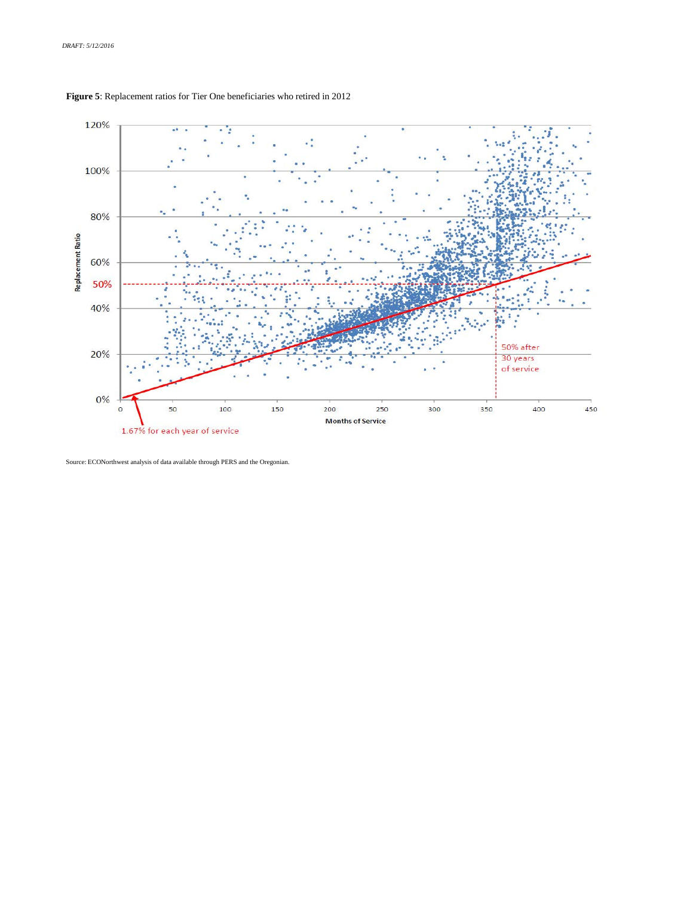**Figure 5**: Replacement ratios for Tier One beneficiaries who retired in 2012

120%
100%
80%
60%
50%
40%
20%
0%

Replacement Ratio

0
50
100
150
200
250
300
350
400
450

Months of Service

50% after 30 years of service

1.67% for each year of service

Source: ECONorthwest analysis of data available through PERS and the Oregonian.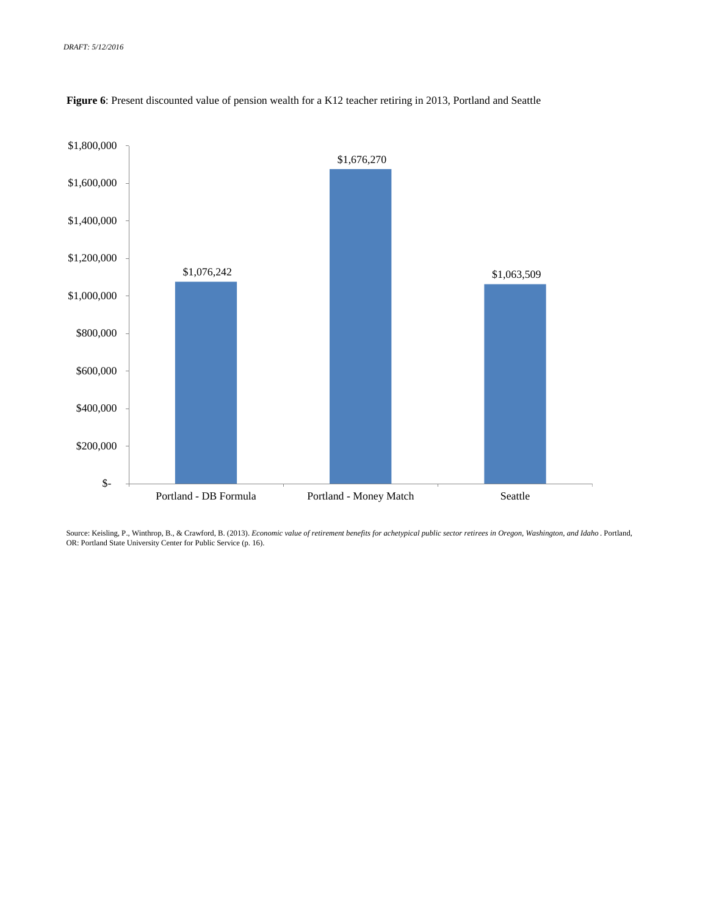**Figure 6**: Present discounted value of pension wealth for a K12 teacher retiring in 2013, Portland and Seattle

$1,800,000
$1,600,000
$1,400,000
$1,200,000
$1,000,000
$800,000
$600,000
$400,000
$200,000
$-

$1,076,242
$1,676,270
$1,063,509

Portland - DB Formula
Portland - Money Match
Seattle

Source: Keisling, P., Winthrop, B., & Crawford, B. (2013). *Economic value of retirement benefits for achetypical public sector retirees in Oregon, Washington, and Idaho* . Portland, OR: Portland State University Center for Public Service (p. 16).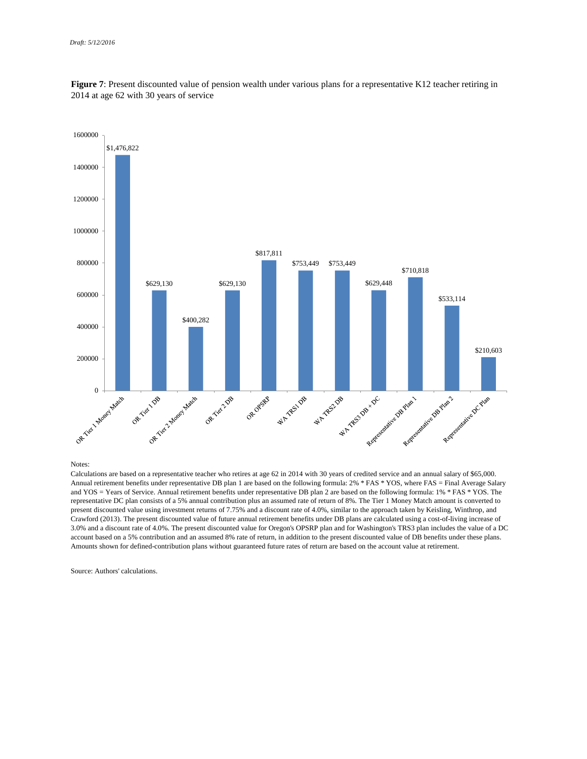*Draft: 5/12/2016*

**Figure 7**: Present discounted value of pension wealth under various plans for a representative K12 teacher retiring in 2014 at age 62 with 30 years of service

1600000
1400000
1200000
1000000
800000
600000
400000
200000
0

$1,476,822
$629,130
$400,282
$629,130
$817,811
$753,449
$753,449
$629,448
$710,818
$533,114
$210,603

OR Tier 1 Money Match
OR Tier 1 DB
OR Tier 2 Money Match
OR Tier 2 DB
OR OPSRP
WA TRS1 DB
WA TRS2 DB
WA TRS3 DB + DC
Representative DB Plan 1
Representative DB Plan 2
Representative DC Plan

Notes:

Calculations are based on a representative teacher who retires at age 62 in 2014 with 30 years of credited service and an annual salary of $65,000. Annual retirement benefits under representative DB plan 1 are based on the following formula: 2% * FAS * YOS, where FAS = Final Average Salary and YOS = Years of Service. Annual retirement benefits under representative DB plan 2 are based on the following formula: 1% * FAS * YOS. The representative DC plan consists of a 5% annual contribution plus an assumed rate of return of 8%. The Tier 1 Money Match amount is converted to present discounted value using investment returns of 7.75% and a discount rate of 4.0%, similar to the approach taken by Keisling, Winthrop, and Crawford (2013). The present discounted value of future annual retirement benefits under DB plans are calculated using a cost-of-living increase of 3.0% and a discount rate of 4.0%. The present discounted value for Oregon's OPSRP plan and for Washington's TRS3 plan includes the value of a DC account based on a 5% contribution and an assumed 8% rate of return, in addition to the present discounted value of DB benefits under these plans. Amounts shown for defined-contribution plans without guaranteed future rates of return are based on the account value at retirement.

Source: Authors' calculations.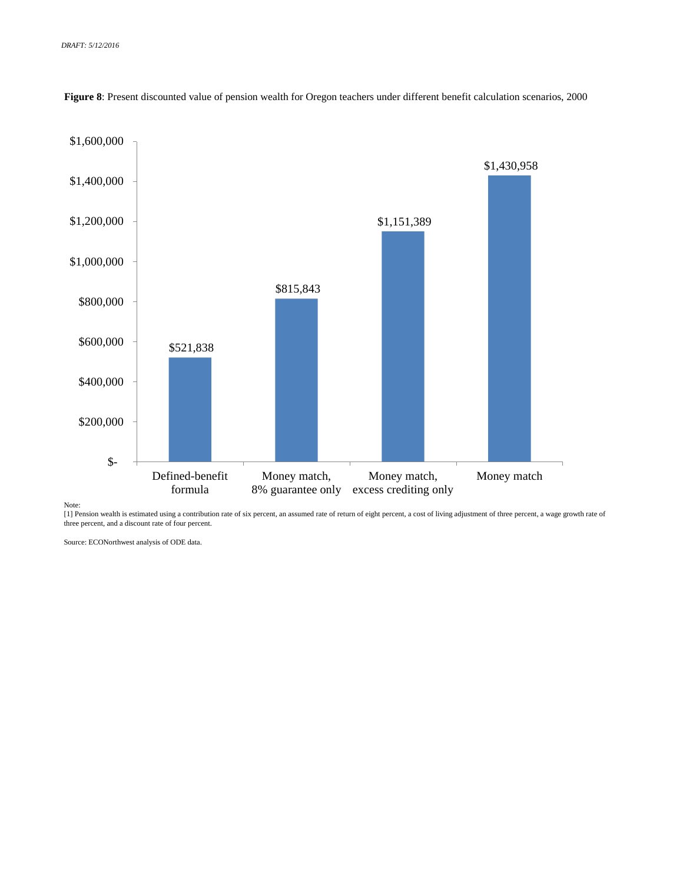**Figure 8**: Present discounted value of pension wealth for Oregon teachers under different benefit calculation scenarios, 2000

$1,600,000
$1,400,000
$1,200,000
$1,000,000
$800,000
$600,000
$400,000
$200,000
$-

$521,838
$815,843
$1,151,389
$1,430,958

Defined-benefit formula
Money match, 8% guarantee only
Money match, excess crediting only
Money match

Note:
[1] Pension wealth is estimated using a contribution rate of six percent, an assumed rate of return of eight percent, a cost of living adjustment of three percent, a wage growth rate of three percent, and a discount rate of four percent.

Source: ECONorthwest analysis of ODE data.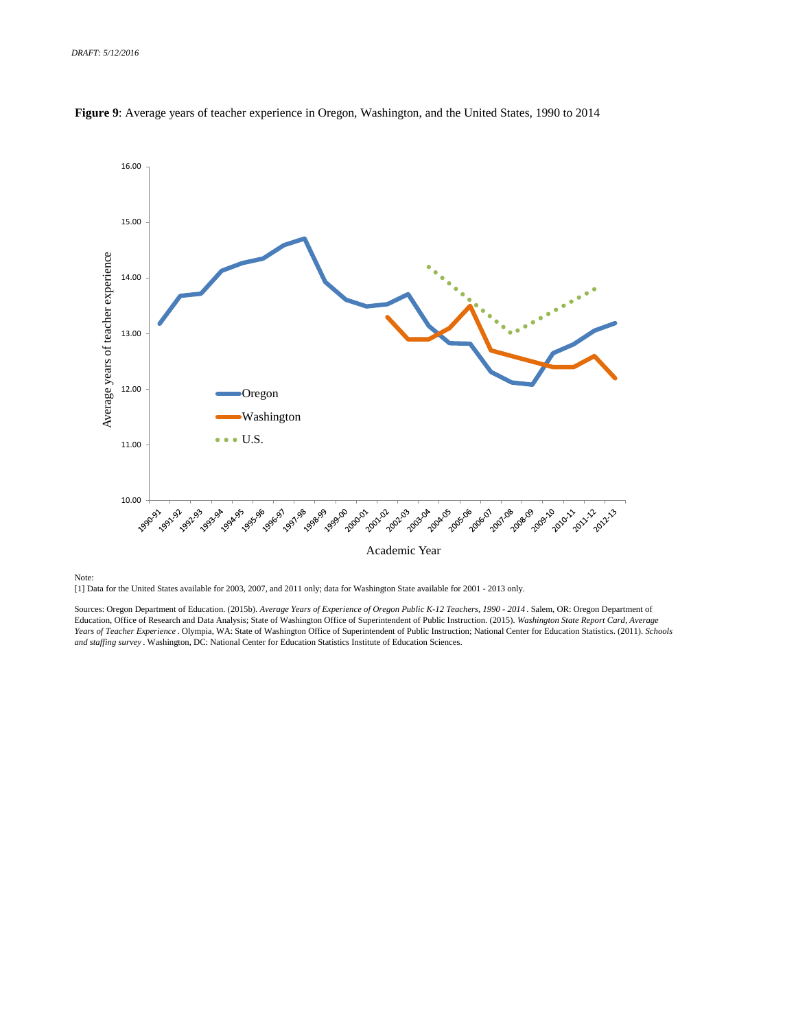**Figure 9**: Average years of teacher experience in Oregon, Washington, and the United States, 1990 to 2014

16.00
15.00
14.00
13.00
12.00
11.00
10.00

Average years of teacher experience

Oregon
Washington
U.S.

1990-91 1991-92 1992-93 1993-94 1994-95 1995-96 1996-97 1997-98 1998-99 1999-00 2000-01 2001-02 2002-03 2003-04 2004-05 2005-06 2006-07 2007-08 2008-09 2009-10 2010-11 2011-12 2012-13

Academic Year

Note:
[1] Data for the United States available for 2003, 2007, and 2011 only; data for Washington State available for 2001 - 2013 only.

Sources: Oregon Department of Education. (2015b). *Average Years of Experience of Oregon Public K-12 Teachers, 1990 - 2014* . Salem, OR: Oregon Department of Education, Office of Research and Data Analysis; State of Washington Office of Superintendent of Public Instruction. (2015). *Washington State Report Card, Average Years of Teacher Experience* . Olympia, WA: State of Washington Office of Superintendent of Public Instruction; National Center for Education Statistics. (2011). *Schools and staffing survey* . Washington, DC: National Center for Education Statistics Institute of Education Sciences.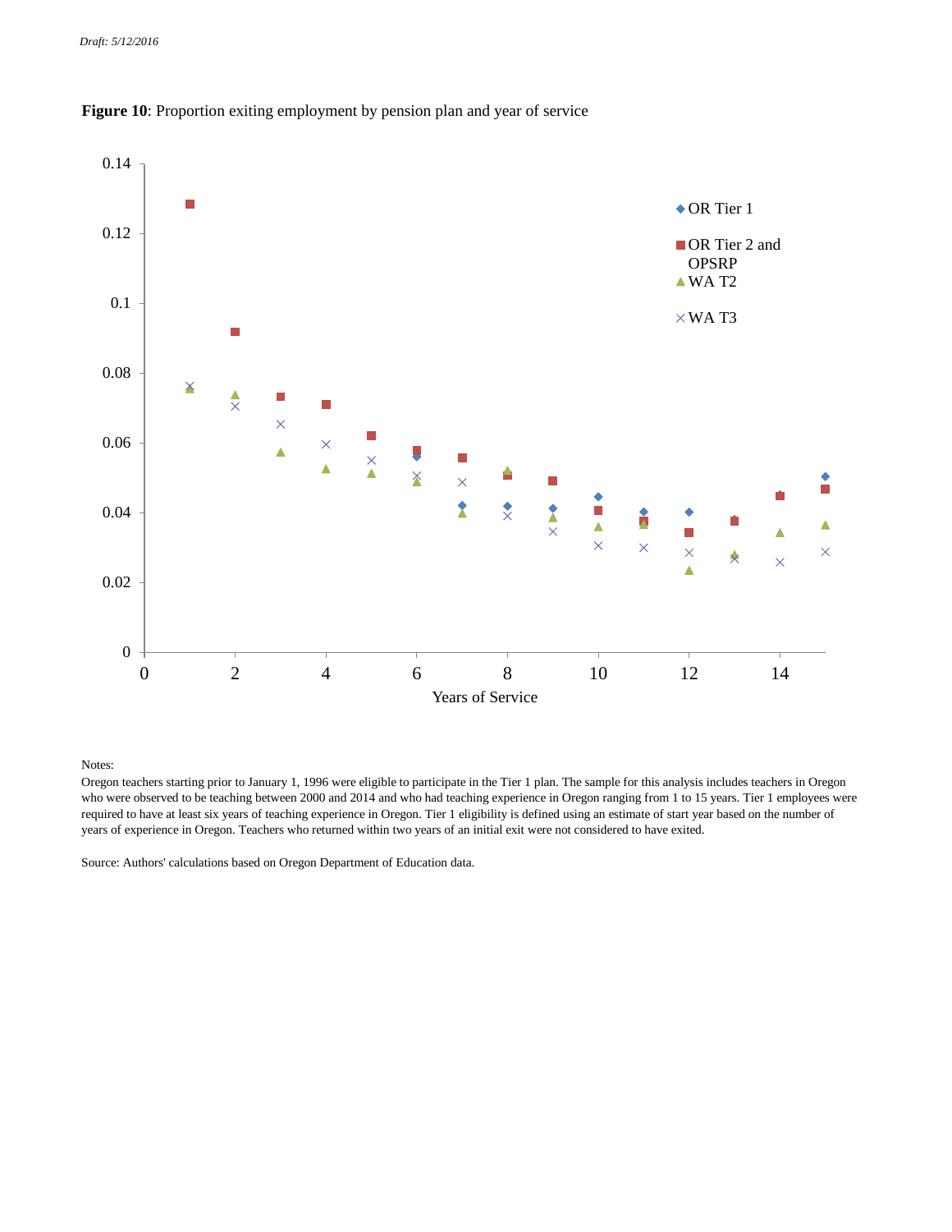**Figure 10**: Proportion exiting employment by pension plan and year of service

0.14
0.12
0.1
0.08
0.06
0.04
0.02
0

0 2 4 6 8 10 12 14

Years of Service

OR Tier 1
OR Tier 2 and OPSRP
WA T2
WA T3

Notes:
Oregon teachers starting prior to January 1, 1996 were eligible to participate in the Tier 1 plan. The sample for this analysis includes teachers in Oregon who were observed to be teaching between 2000 and 2014 and who had teaching experience in Oregon ranging from 1 to 15 years. Tier 1 employees were required to have at least six years of teaching experience in Oregon. Tier 1 eligibility is defined using an estimate of start year based on the number of years of experience in Oregon. Teachers who returned within two years of an initial exit were not considered to have exited.

Source: Authors' calculations based on Oregon Department of Education data.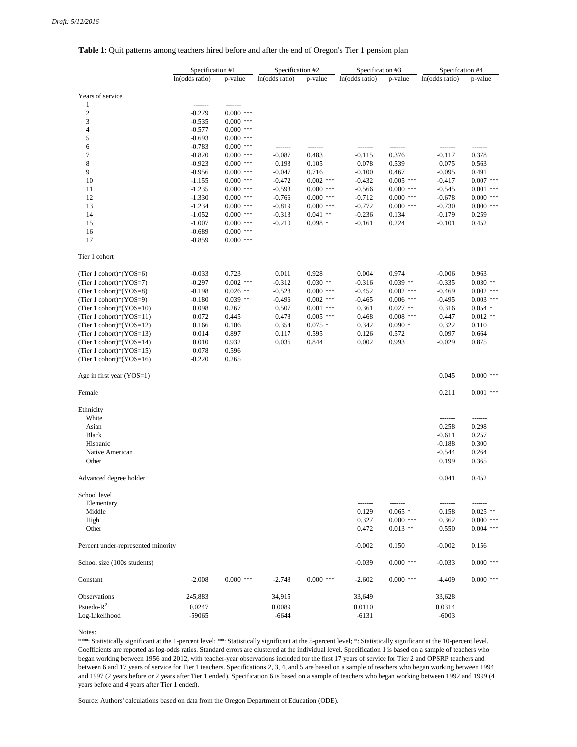**Table 1**: Quit patterns among teachers hired before and after the end of Oregon's Tier 1 pension plan

| | Specification #1 | | Specification #2 | | Specification #3 | | Specifcation #4 | |
|---|---|---|---|---|---|---|---|---|
| | ln(odds ratio) | p-value | ln(odds ratio) | p-value | ln(odds ratio) | p-value | ln(odds ratio) | p-value |
| Years of service | | | | | | | | |
| 1 | ------- | ------- | | | | | | |
| 2 | -0.279 | 0.000 *** | | | | | | |
| 3 | -0.535 | 0.000 *** | | | | | | |
| 4 | -0.577 | 0.000 *** | | | | | | |
| 5 | -0.693 | 0.000 *** | | | | | | |
| 6 | -0.783 | 0.000 *** | ------- | ------- | ------- | ------- | ------- | ------- |
| 7 | -0.820 | 0.000 *** | -0.087 | 0.483 | -0.115 | 0.376 | -0.117 | 0.378 |
| 8 | -0.923 | 0.000 *** | 0.193 | 0.105 | 0.078 | 0.539 | 0.075 | 0.563 |
| 9 | -0.956 | 0.000 *** | -0.047 | 0.716 | -0.100 | 0.467 | -0.095 | 0.491 |
| 10 | -1.155 | 0.000 *** | -0.472 | 0.002 *** | -0.432 | 0.005 *** | -0.417 | 0.007 *** |
| 11 | -1.235 | 0.000 *** | -0.593 | 0.000 *** | -0.566 | 0.000 *** | -0.545 | 0.001 *** |
| 12 | -1.330 | 0.000 *** | -0.766 | 0.000 *** | -0.712 | 0.000 *** | -0.678 | 0.000 *** |
| 13 | -1.234 | 0.000 *** | -0.819 | 0.000 *** | -0.772 | 0.000 *** | -0.730 | 0.000 *** |
| 14 | -1.052 | 0.000 *** | -0.313 | 0.041 ** | -0.236 | 0.134 | -0.179 | 0.259 |
| 15 | -1.007 | 0.000 *** | -0.210 | 0.098 * | -0.161 | 0.224 | -0.101 | 0.452 |
| 16 | -0.689 | 0.000 *** | | | | | | |
| 17 | -0.859 | 0.000 *** | | | | | | |
| Tier 1 cohort | | | | | | | | |
| (Tier 1 cohort)*(YOS=6) | -0.033 | 0.723 | 0.011 | 0.928 | 0.004 | 0.974 | -0.006 | 0.963 |
| (Tier 1 cohort)*(YOS=7) | -0.297 | 0.002 *** | -0.312 | 0.030 ** | -0.316 | 0.039 ** | -0.335 | 0.030 ** |
| (Tier 1 cohort)*(YOS=8) | -0.198 | 0.026 ** | -0.528 | 0.000 *** | -0.452 | 0.002 *** | -0.469 | 0.002 *** |
| (Tier 1 cohort)*(YOS=9) | -0.180 | 0.039 ** | -0.496 | 0.002 *** | -0.465 | 0.006 *** | -0.495 | 0.003 *** |
| (Tier 1 cohort)*(YOS=10) | 0.098 | 0.267 | 0.507 | 0.001 *** | 0.361 | 0.027 ** | 0.316 | 0.054 * |
| (Tier 1 cohort)*(YOS=11) | 0.072 | 0.445 | 0.478 | 0.005 *** | 0.468 | 0.008 *** | 0.447 | 0.012 ** |
| (Tier 1 cohort)*(YOS=12) | 0.166 | 0.106 | 0.354 | 0.075 * | 0.342 | 0.090 * | 0.322 | 0.110 |
| (Tier 1 cohort)*(YOS=13) | 0.014 | 0.897 | 0.117 | 0.595 | 0.126 | 0.572 | 0.097 | 0.664 |
| (Tier 1 cohort)*(YOS=14) | 0.010 | 0.932 | 0.036 | 0.844 | 0.002 | 0.993 | -0.029 | 0.875 |
| (Tier 1 cohort)*(YOS=15) | 0.078 | 0.596 | | | | | | |
| (Tier 1 cohort)*(YOS=16) | -0.220 | 0.265 | | | | | | |
| Age in first year (YOS=1) | | | | | | | 0.045 | 0.000 *** |
| Female | | | | | | | 0.211 | 0.001 *** |
| Ethnicity | | | | | | | | |
| White | | | | | | | ------- | ------- |
| Asian | | | | | | | 0.258 | 0.298 |
| Black | | | | | | | -0.611 | 0.257 |
| Hispanic | | | | | | | -0.188 | 0.300 |
| Native American | | | | | | | -0.544 | 0.264 |
| Other | | | | | | | 0.199 | 0.365 |
| Advanced degree holder | | | | | | | 0.041 | 0.452 |
| School level | | | | | | | | |
| Elementary | | | | | ------- | ------- | ------- | ------- |
| Middle | | | | | 0.129 | 0.065 * | 0.158 | 0.025 ** |
| High | | | | | 0.327 | 0.000 *** | 0.362 | 0.000 *** |
| Other | | | | | 0.472 | 0.013 ** | 0.550 | 0.004 *** |
| Percent under-represented minority | | | | | -0.002 | 0.150 | -0.002 | 0.156 |
| School size (100s students) | | | | | -0.039 | 0.000 *** | -0.033 | 0.000 *** |
| Constant | -2.008 | 0.000 *** | -2.748 | 0.000 *** | -2.602 | 0.000 *** | -4.409 | 0.000 *** |
| Observations | 245,883 | | 34,915 | | 33,649 | | 33,628 | |
| Psuedo-$R^2$ | 0.0247 | | 0.0089 | | 0.0110 | | 0.0314 | |
| Log-Likelihood | -59065 | | -6644 | | -6131 | | -6003 | |

Notes:
***: Statistically significant at the 1-percent level; **: Statistically significant at the 5-percent level; *: Statistically significant at the 10-percent level. Coefficients are reported as log-odds ratios. Standard errors are clustered at the individual level. Specification 1 is based on a sample of teachers who began working between 1956 and 2012, with teacher-year observations included for the first 17 years of service for Tier 2 and OPSRP teachers and between 6 and 17 years of service for Tier 1 teachers. Specifications 2, 3, 4, and 5 are based on a sample of teachers who began working between 1994 and 1997 (2 years before or 2 years after Tier 1 ended). Specification 6 is based on a sample of teachers who began working between 1992 and 1999 (4 years before and 4 years after Tier 1 ended).

Source: Authors' calculations based on data from the Oregon Department of Education (ODE).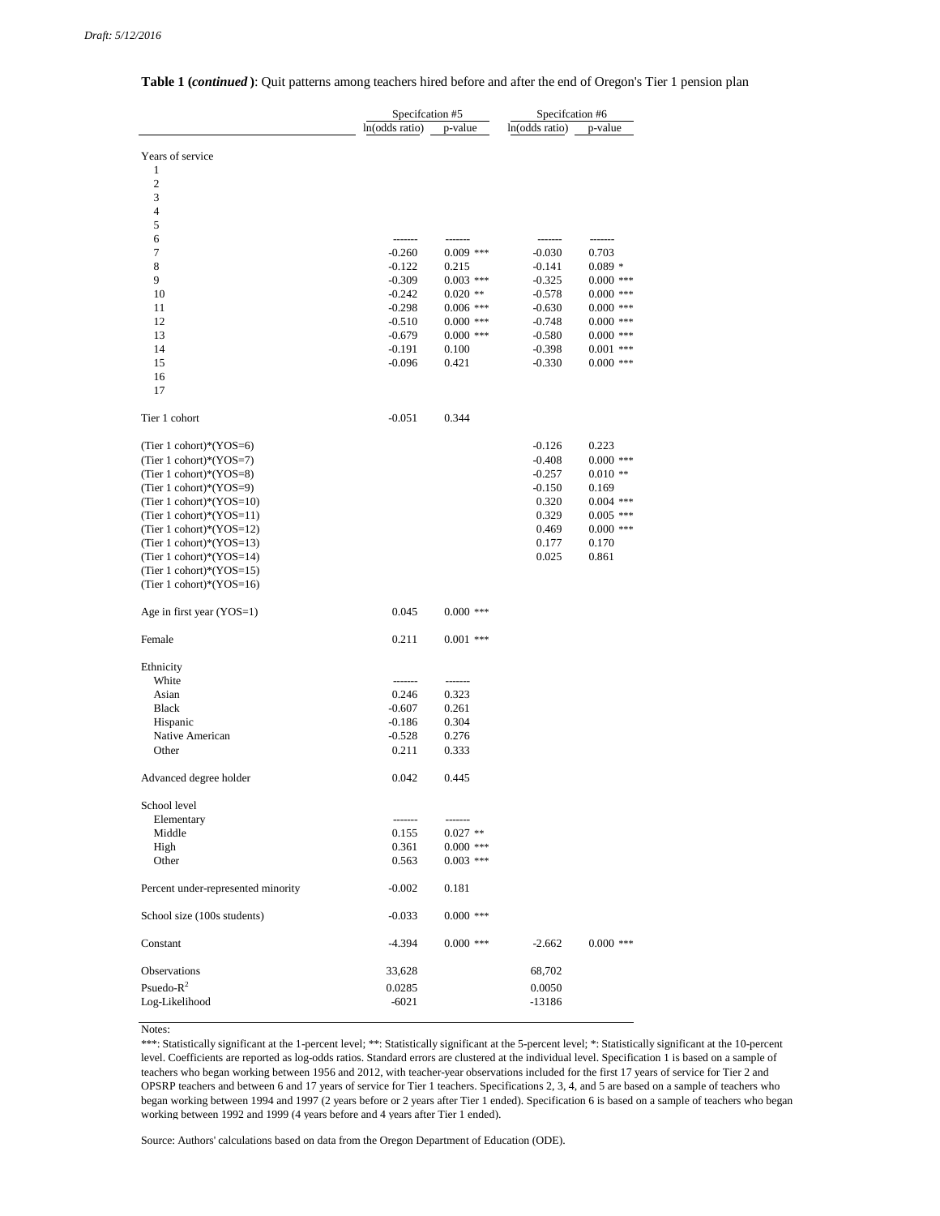**Table 1 (*continued*)**: Quit patterns among teachers hired before and after the end of Oregon's Tier 1 pension plan

| | Specifcation #5 | | Specifcation #6 | |
|---|---|---|---|---|
| | ln(odds ratio) | p-value | ln(odds ratio) | p-value |
| Years of service | | | | |
| 1 | | | | |
| 2 | | | | |
| 3 | | | | |
| 4 | | | | |
| 5 | | | | |
| 6 | ------- | ------- | ------- | ------- |
| 7 | -0.260 | 0.009 *** | -0.030 | 0.703 |
| 8 | -0.122 | 0.215 | -0.141 | 0.089 * |
| 9 | -0.309 | 0.003 *** | -0.325 | 0.000 *** |
| 10 | -0.242 | 0.020 ** | -0.578 | 0.000 *** |
| 11 | -0.298 | 0.006 *** | -0.630 | 0.000 *** |
| 12 | -0.510 | 0.000 *** | -0.748 | 0.000 *** |
| 13 | -0.679 | 0.000 *** | -0.580 | 0.000 *** |
| 14 | -0.191 | 0.100 | -0.398 | 0.001 *** |
| 15 | -0.096 | 0.421 | -0.330 | 0.000 *** |
| 16 | | | | |
| 17 | | | | |
| Tier 1 cohort | -0.051 | 0.344 | | |
| (Tier 1 cohort)*(YOS=6) | | | -0.126 | 0.223 |
| (Tier 1 cohort)*(YOS=7) | | | -0.408 | 0.000 *** |
| (Tier 1 cohort)*(YOS=8) | | | -0.257 | 0.010 ** |
| (Tier 1 cohort)*(YOS=9) | | | -0.150 | 0.169 |
| (Tier 1 cohort)*(YOS=10) | | | 0.320 | 0.004 *** |
| (Tier 1 cohort)*(YOS=11) | | | 0.329 | 0.005 *** |
| (Tier 1 cohort)*(YOS=12) | | | 0.469 | 0.000 *** |
| (Tier 1 cohort)*(YOS=13) | | | 0.177 | 0.170 |
| (Tier 1 cohort)*(YOS=14) | | | 0.025 | 0.861 |
| (Tier 1 cohort)*(YOS=15) | | | | |
| (Tier 1 cohort)*(YOS=16) | | | | |
| Age in first year (YOS=1) | 0.045 | 0.000 *** | | |
| Female | 0.211 | 0.001 *** | | |
| Ethnicity | | | | |
| White | ------- | ------- | | |
| Asian | 0.246 | 0.323 | | |
| Black | -0.607 | 0.261 | | |
| Hispanic | -0.186 | 0.304 | | |
| Native American | -0.528 | 0.276 | | |
| Other | 0.211 | 0.333 | | |
| Advanced degree holder | 0.042 | 0.445 | | |
| School level | | | | |
| Elementary | ------- | ------- | | |
| Middle | 0.155 | 0.027 ** | | |
| High | 0.361 | 0.000 *** | | |
| Other | 0.563 | 0.003 *** | | |
| Percent under-represented minority | -0.002 | 0.181 | | |
| School size (100s students) | -0.033 | 0.000 *** | | |
| Constant | -4.394 | 0.000 *** | -2.662 | 0.000 *** |
| Observations | 33,628 | | 68,702 | |
| Psuedo-$R^2$ | 0.0285 | | 0.0050 | |
| Log-Likelihood | -6021 | | -13186 | |

Notes:

***: Statistically significant at the 1-percent level; **: Statistically significant at the 5-percent level; *: Statistically significant at the 10-percent level. Coefficients are reported as log-odds ratios. Standard errors are clustered at the individual level. Specification 1 is based on a sample of teachers who began working between 1956 and 2012, with teacher-year observations included for the first 17 years of service for Tier 2 and OPSRP teachers and between 6 and 17 years of service for Tier 1 teachers. Specifications 2, 3, 4, and 5 are based on a sample of teachers who began working between 1994 and 1997 (2 years before or 2 years after Tier 1 ended). Specification 6 is based on a sample of teachers who began working between 1992 and 1999 (4 years before and 4 years after Tier 1 ended).

Source: Authors' calculations based on data from the Oregon Department of Education (ODE).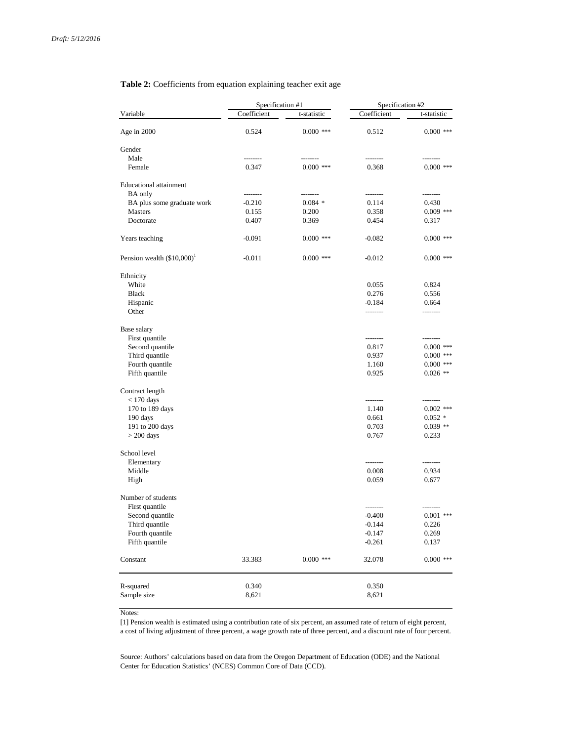**Table 2:** Coefficients from equation explaining teacher exit age

| | Specification #1 | | Specification #2 | |
|---|---|---|---|---|
| Variable | Coefficient | t-statistic | Coefficient | t-statistic |
| Age in 2000 | 0.524 | 0.000 *** | 0.512 | 0.000 *** |
| Gender | | | | |
| Male | -------- | -------- | -------- | -------- |
| Female | 0.347 | 0.000 *** | 0.368 | 0.000 *** |
| Educational attainment | | | | |
| BA only | -------- | -------- | -------- | -------- |
| BA plus some graduate work | -0.210 | 0.084 * | 0.114 | 0.430 |
| Masters | 0.155 | 0.200 | 0.358 | 0.009 *** |
| Doctorate | 0.407 | 0.369 | 0.454 | 0.317 |
| Years teaching | -0.091 | 0.000 *** | -0.082 | 0.000 *** |
| Pension wealth ($10,000)[1] | -0.011 | 0.000 *** | -0.012 | 0.000 *** |
| Ethnicity | | | | |
| White | | | 0.055 | 0.824 |
| Black | | | 0.276 | 0.556 |
| Hispanic | | | -0.184 | 0.664 |
| Other | | | -------- | -------- |
| Base salary | | | | |
| First quantile | | | -------- | -------- |
| Second quantile | | | 0.817 | 0.000 *** |
| Third quantile | | | 0.937 | 0.000 *** |
| Fourth quantile | | | 1.160 | 0.000 *** |
| Fifth quantile | | | 0.925 | 0.026 ** |
| Contract length | | | | |
| < 170 days | | | -------- | -------- |
| 170 to 189 days | | | 1.140 | 0.002 *** |
| 190 days | | | 0.661 | 0.052 * |
| 191 to 200 days | | | 0.703 | 0.039 ** |
| > 200 days | | | 0.767 | 0.233 |
| School level | | | | |
| Elementary | | | -------- | -------- |
| Middle | | | 0.008 | 0.934 |
| High | | | 0.059 | 0.677 |
| Number of students | | | | |
| First quantile | | | -------- | -------- |
| Second quantile | | | -0.400 | 0.001 *** |
| Third quantile | | | -0.144 | 0.226 |
| Fourth quantile | | | -0.147 | 0.269 |
| Fifth quantile | | | -0.261 | 0.137 |
| Constant | 33.383 | 0.000 *** | 32.078 | 0.000 *** |
| R-squared | 0.340 | | 0.350 | |
| Sample size | 8,621 | | 8,621 | |

Notes:

[1] Pension wealth is estimated using a contribution rate of six percent, an assumed rate of return of eight percent, a cost of living adjustment of three percent, a wage growth rate of three percent, and a discount rate of four percent.

Source: Authors' calculations based on data from the Oregon Department of Education (ODE) and the National Center for Education Statistics' (NCES) Common Core of Data (CCD).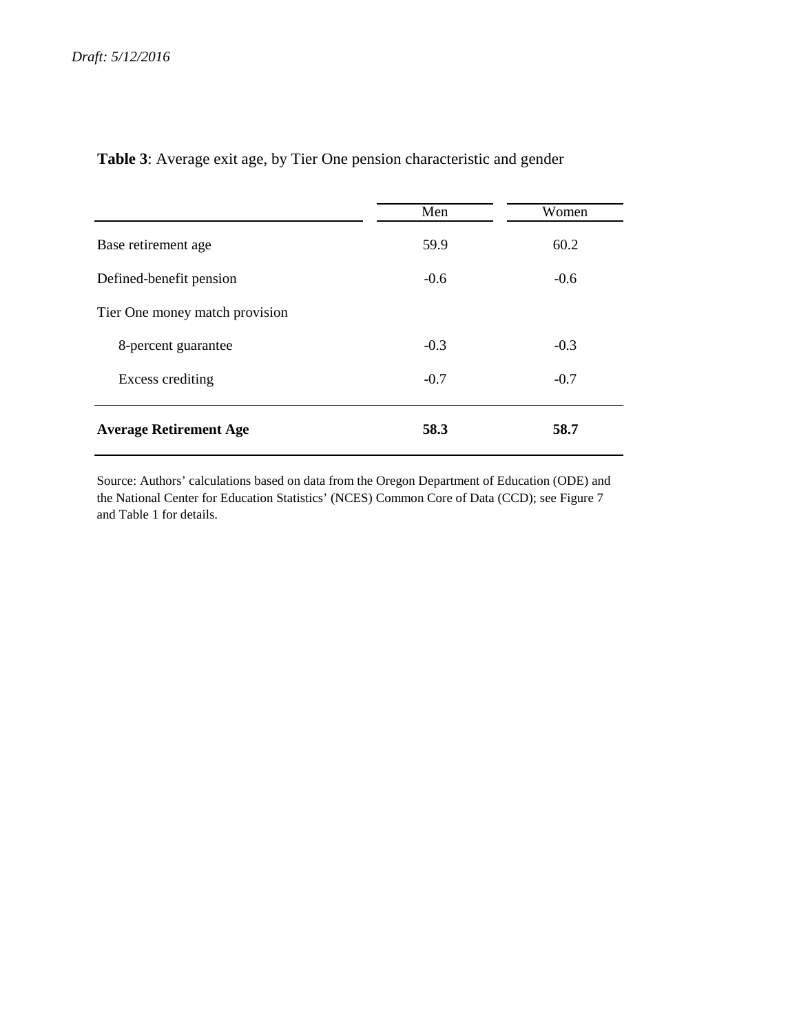**Table 3**: Average exit age, by Tier One pension characteristic and gender

| | Men | Women |
|---|---|---|
| Base retirement age | 59.9 | 60.2 |
| Defined-benefit pension | -0.6 | -0.6 |
| Tier One money match provision | | |
| 8-percent guarantee | -0.3 | -0.3 |
| Excess crediting | -0.7 | -0.7 |
| **Average Retirement Age** | **58.3** | **58.7** |

Source: Authors' calculations based on data from the Oregon Department of Education (ODE) and the National Center for Education Statistics' (NCES) Common Core of Data (CCD); see Figure 7 and Table 1 for details.